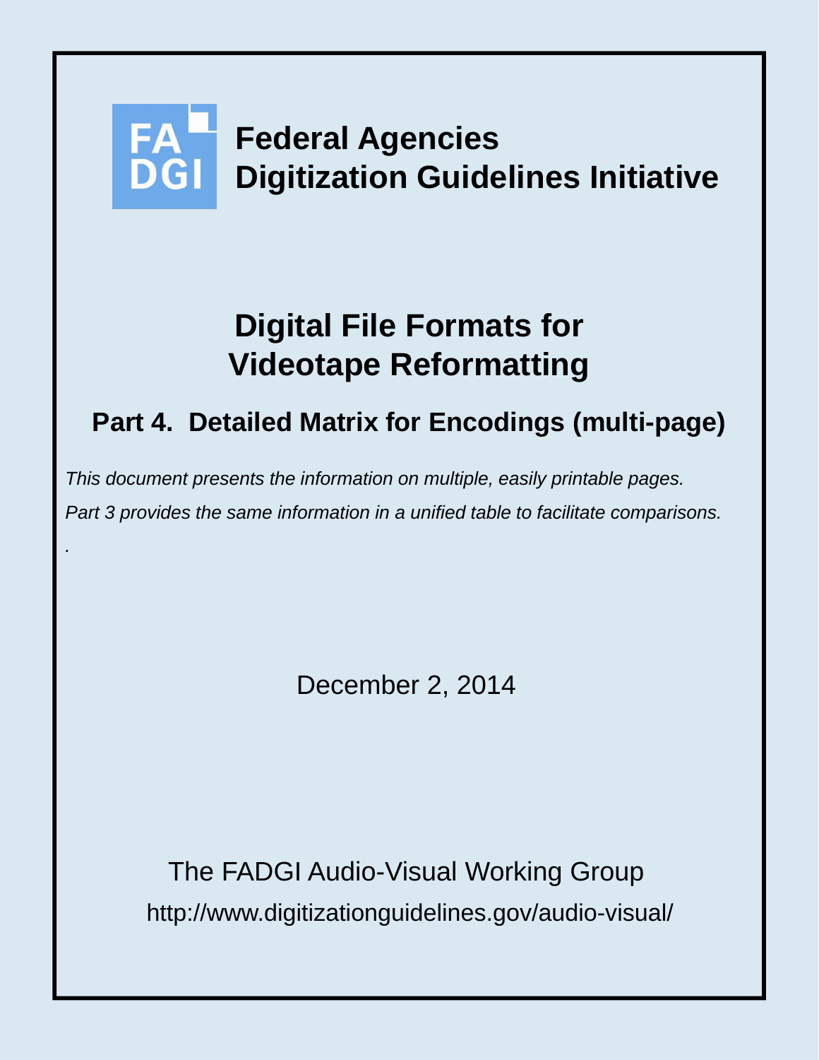FA DGI

**Federal Agencies Digitization Guidelines Initiative**

# Digital File Formats for Videotape Reformatting

## Part 4. Detailed Matrix for Encodings (multi-page)

*This document presents the information on multiple, easily printable pages.*

*Part 3 provides the same information in a unified table to facilitate comparisons.*

.

December 2, 2014

The FADGI Audio-Visual Working Group

http://www.digitizationguidelines.gov/audio-visual/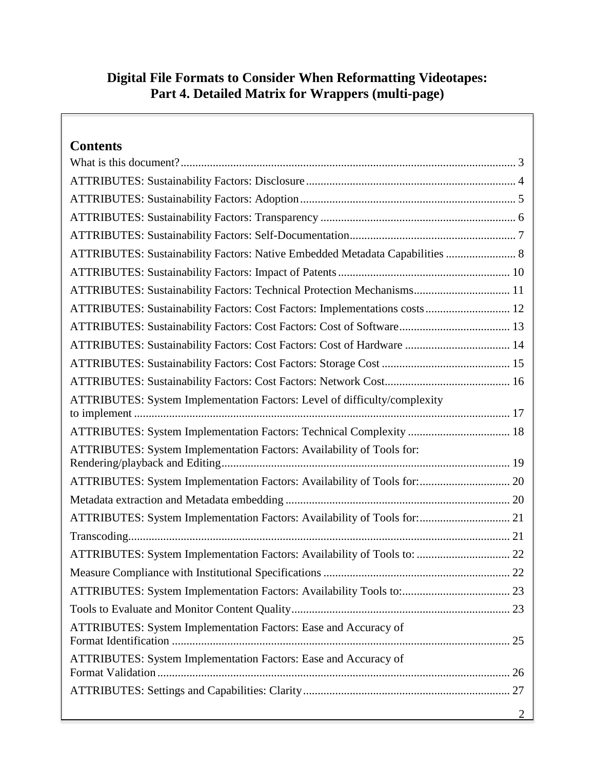**Digital File Formats to Consider When Reformatting Videotapes:**
**Part 4. Detailed Matrix for Wrappers (multi-page)**

## Contents

What is this document? ... 3

ATTRIBUTES: Sustainability Factors: Disclosure ... 4

ATTRIBUTES: Sustainability Factors: Adoption ... 5

ATTRIBUTES: Sustainability Factors: Transparency ... 6

ATTRIBUTES: Sustainability Factors: Self-Documentation ... 7

ATTRIBUTES: Sustainability Factors: Native Embedded Metadata Capabilities ... 8

ATTRIBUTES: Sustainability Factors: Impact of Patents ... 10

ATTRIBUTES: Sustainability Factors: Technical Protection Mechanisms ... 11

ATTRIBUTES: Sustainability Factors: Cost Factors: Implementations costs ... 12

ATTRIBUTES: Sustainability Factors: Cost Factors: Cost of Software ... 13

ATTRIBUTES: Sustainability Factors: Cost Factors: Cost of Hardware ... 14

ATTRIBUTES: Sustainability Factors: Cost Factors: Storage Cost ... 15

ATTRIBUTES: Sustainability Factors: Cost Factors: Network Cost ... 16

ATTRIBUTES: System Implementation Factors: Level of difficulty/complexity to implement ... 17

ATTRIBUTES: System Implementation Factors: Technical Complexity ... 18

ATTRIBUTES: System Implementation Factors: Availability of Tools for: Rendering/playback and Editing ... 19

ATTRIBUTES: System Implementation Factors: Availability of Tools for: ... 20

Metadata extraction and Metadata embedding ... 20

ATTRIBUTES: System Implementation Factors: Availability of Tools for: ... 21

Transcoding ... 21

ATTRIBUTES: System Implementation Factors: Availability of Tools to: ... 22

Measure Compliance with Institutional Specifications ... 22

ATTRIBUTES: System Implementation Factors: Availability Tools to: ... 23

Tools to Evaluate and Monitor Content Quality ... 23

ATTRIBUTES: System Implementation Factors: Ease and Accuracy of Format Identification ... 25

ATTRIBUTES: System Implementation Factors: Ease and Accuracy of Format Validation ... 26

ATTRIBUTES: Settings and Capabilities: Clarity ... 27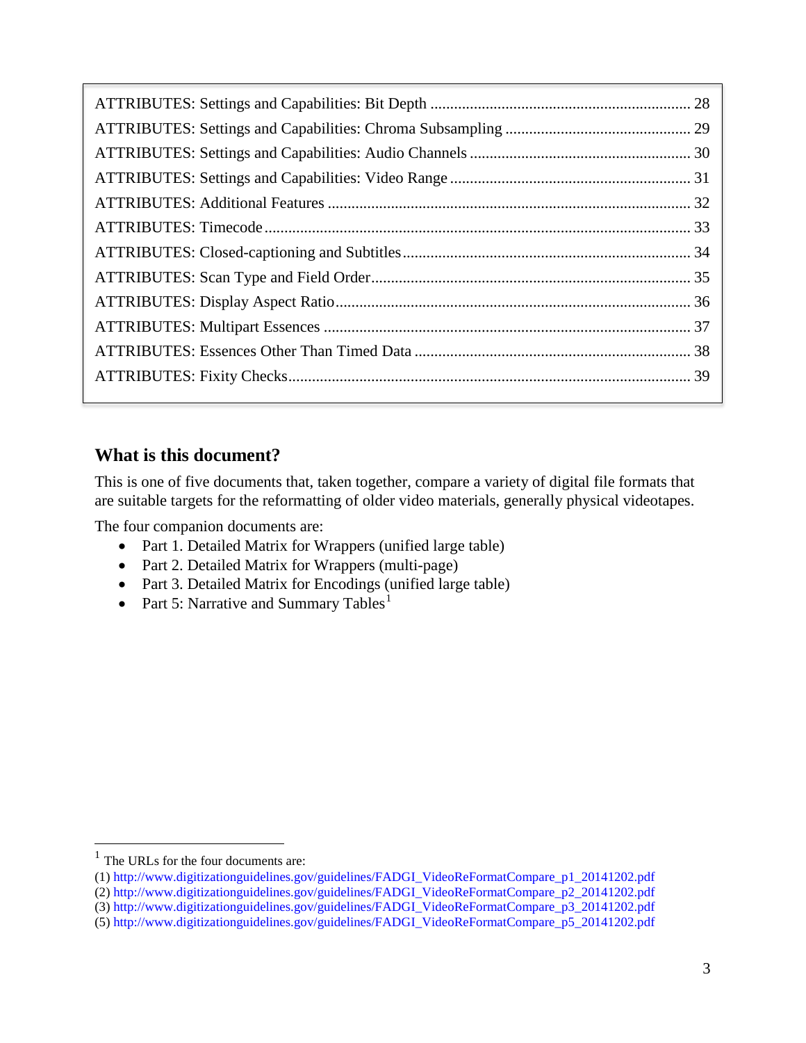ATTRIBUTES: Settings and Capabilities: Bit Depth ........................................................................ 28
ATTRIBUTES: Settings and Capabilities: Chroma Subsampling ............................................... 29
ATTRIBUTES: Settings and Capabilities: Audio Channels ........................................................ 30
ATTRIBUTES: Settings and Capabilities: Video Range ............................................................. 31
ATTRIBUTES: Additional Features ........................................................................................... 32
ATTRIBUTES: Timecode ........................................................................................................... 33
ATTRIBUTES: Closed-captioning and Subtitles ........................................................................ 34
ATTRIBUTES: Scan Type and Field Order ................................................................................ 35
ATTRIBUTES: Display Aspect Ratio ......................................................................................... 36
ATTRIBUTES: Multipart Essences ............................................................................................ 37
ATTRIBUTES: Essences Other Than Timed Data ..................................................................... 38
ATTRIBUTES: Fixity Checks ..................................................................................................... 39

## What is this document?

This is one of five documents that, taken together, compare a variety of digital file formats that are suitable targets for the reformatting of older video materials, generally physical videotapes.

The four companion documents are:

- Part 1. Detailed Matrix for Wrappers (unified large table)
- Part 2. Detailed Matrix for Wrappers (multi-page)
- Part 3. Detailed Matrix for Encodings (unified large table)
- Part 5: Narrative and Summary Tables[1]

[1] The URLs for the four documents are:
(1) http://www.digitizationguidelines.gov/guidelines/FADGI_VideoReFormatCompare_p1_20141202.pdf
(2) http://www.digitizationguidelines.gov/guidelines/FADGI_VideoReFormatCompare_p2_20141202.pdf
(3) http://www.digitizationguidelines.gov/guidelines/FADGI_VideoReFormatCompare_p3_20141202.pdf
(5) http://www.digitizationguidelines.gov/guidelines/FADGI_VideoReFormatCompare_p5_20141202.pdf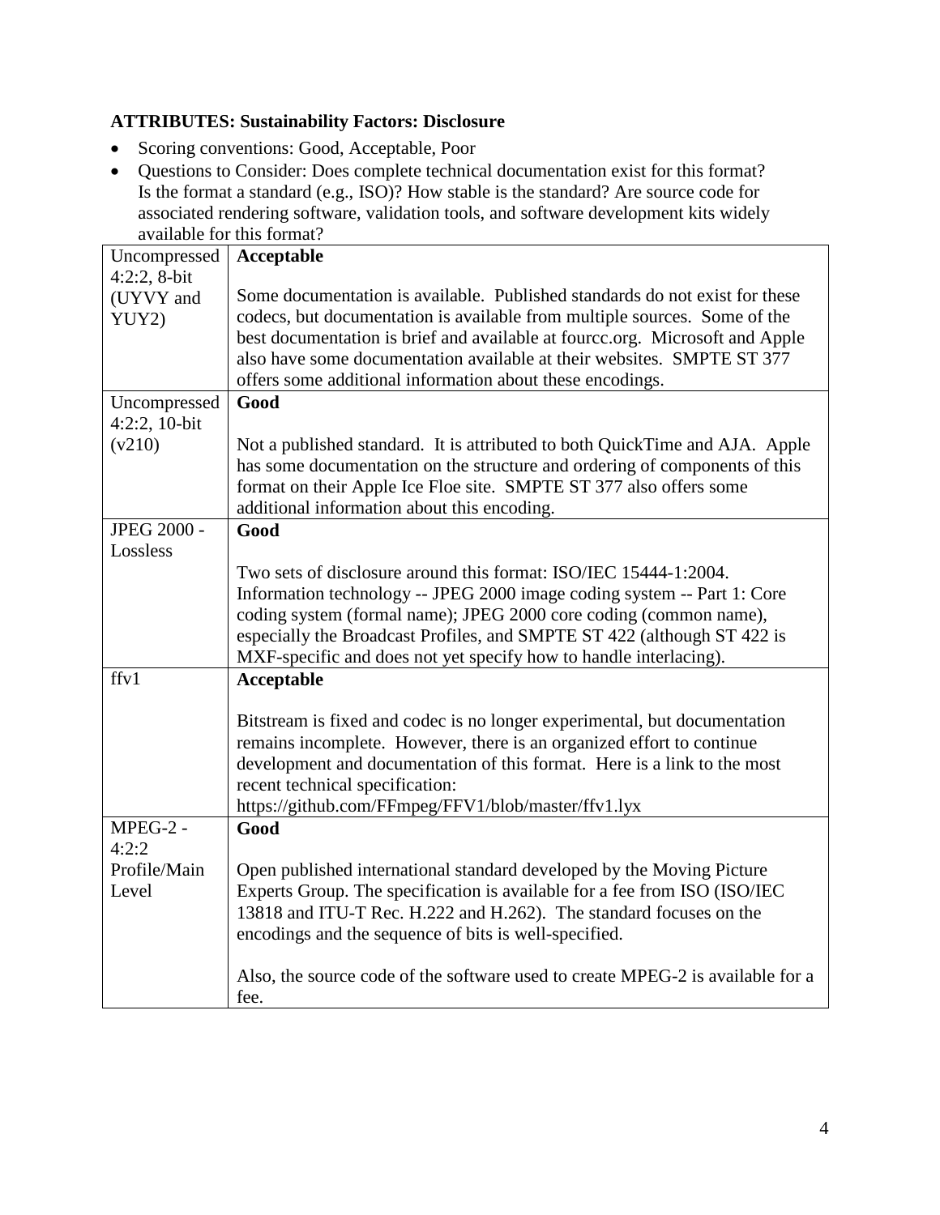**ATTRIBUTES: Sustainability Factors: Disclosure**

- Scoring conventions: Good, Acceptable, Poor
- Questions to Consider: Does complete technical documentation exist for this format? Is the format a standard (e.g., ISO)? How stable is the standard? Are source code for associated rendering software, validation tools, and software development kits widely available for this format?

| Format | Disclosure |
|---|---|
| Uncompressed 4:2:2, 8-bit (UYVY and YUY2) | **Acceptable**<br><br>Some documentation is available. Published standards do not exist for these codecs, but documentation is available from multiple sources. Some of the best documentation is brief and available at fourcc.org. Microsoft and Apple also have some documentation available at their websites. SMPTE ST 377 offers some additional information about these encodings. |
| Uncompressed 4:2:2, 10-bit (v210) | **Good**<br><br>Not a published standard. It is attributed to both QuickTime and AJA. Apple has some documentation on the structure and ordering of components of this format on their Apple Ice Floe site. SMPTE ST 377 also offers some additional information about this encoding. |
| JPEG 2000 - Lossless | **Good**<br><br>Two sets of disclosure around this format: ISO/IEC 15444-1:2004. Information technology -- JPEG 2000 image coding system -- Part 1: Core coding system (formal name); JPEG 2000 core coding (common name), especially the Broadcast Profiles, and SMPTE ST 422 (although ST 422 is MXF-specific and does not yet specify how to handle interlacing). |
| ffv1 | **Acceptable**<br><br>Bitstream is fixed and codec is no longer experimental, but documentation remains incomplete. However, there is an organized effort to continue development and documentation of this format. Here is a link to the most recent technical specification: https://github.com/FFmpeg/FFV1/blob/master/ffv1.lyx |
| MPEG-2 - 4:2:2 Profile/Main Level | **Good**<br><br>Open published international standard developed by the Moving Picture Experts Group. The specification is available for a fee from ISO (ISO/IEC 13818 and ITU-T Rec. H.222 and H.262). The standard focuses on the encodings and the sequence of bits is well-specified.<br><br>Also, the source code of the software used to create MPEG-2 is available for a fee. |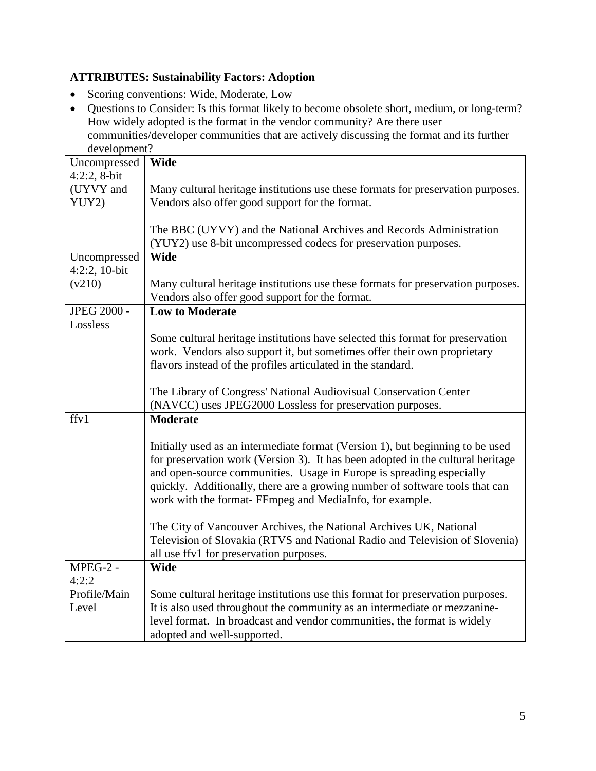**ATTRIBUTES: Sustainability Factors: Adoption**

- Scoring conventions: Wide, Moderate, Low
- Questions to Consider: Is this format likely to become obsolete short, medium, or long-term? How widely adopted is the format in the vendor community? Are there user communities/developer communities that are actively discussing the format and its further development?

| Format | Adoption |
|---|---|
| Uncompressed 4:2:2, 8-bit (UYVY and YUY2) | **Wide**<br><br>Many cultural heritage institutions use these formats for preservation purposes. Vendors also offer good support for the format.<br><br>The BBC (UYVY) and the National Archives and Records Administration (YUY2) use 8-bit uncompressed codecs for preservation purposes. |
| Uncompressed 4:2:2, 10-bit (v210) | **Wide**<br><br>Many cultural heritage institutions use these formats for preservation purposes. Vendors also offer good support for the format. |
| JPEG 2000 - Lossless | **Low to Moderate**<br><br>Some cultural heritage institutions have selected this format for preservation work. Vendors also support it, but sometimes offer their own proprietary flavors instead of the profiles articulated in the standard.<br><br>The Library of Congress' National Audiovisual Conservation Center (NAVCC) uses JPEG2000 Lossless for preservation purposes. |
| ffv1 | **Moderate**<br><br>Initially used as an intermediate format (Version 1), but beginning to be used for preservation work (Version 3). It has been adopted in the cultural heritage and open-source communities. Usage in Europe is spreading especially quickly. Additionally, there are a growing number of software tools that can work with the format- FFmpeg and MediaInfo, for example.<br><br>The City of Vancouver Archives, the National Archives UK, National Television of Slovakia (RTVS and National Radio and Television of Slovenia) all use ffv1 for preservation purposes. |
| MPEG-2 - 4:2:2 Profile/Main Level | **Wide**<br><br>Some cultural heritage institutions use this format for preservation purposes. It is also used throughout the community as an intermediate or mezzanine-level format. In broadcast and vendor communities, the format is widely adopted and well-supported. |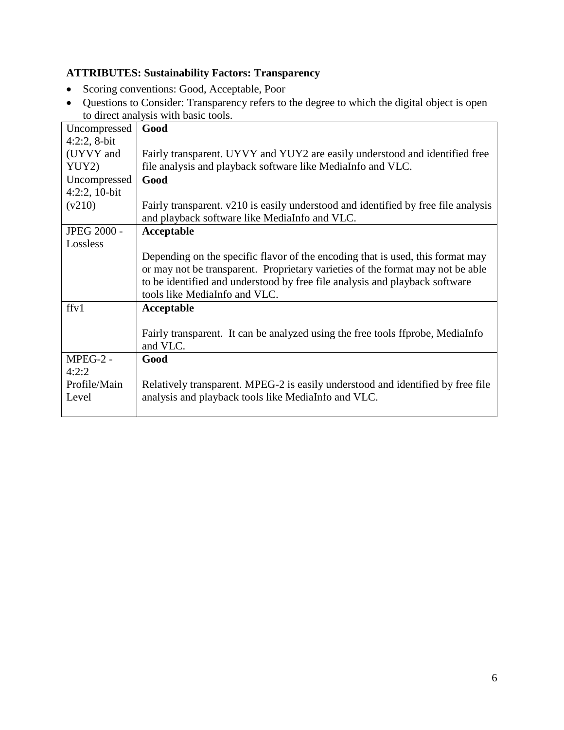**ATTRIBUTES: Sustainability Factors: Transparency**

- Scoring conventions: Good, Acceptable, Poor
- Questions to Consider: Transparency refers to the degree to which the digital object is open to direct analysis with basic tools.

| | |
|---|---|
| Uncompressed 4:2:2, 8-bit (UYVY and YUY2) | **Good**<br><br>Fairly transparent. UYVY and YUY2 are easily understood and identified free file analysis and playback software like MediaInfo and VLC. |
| Uncompressed 4:2:2, 10-bit (v210) | **Good**<br><br>Fairly transparent. v210 is easily understood and identified by free file analysis and playback software like MediaInfo and VLC. |
| JPEG 2000 - Lossless | **Acceptable**<br><br>Depending on the specific flavor of the encoding that is used, this format may or may not be transparent. Proprietary varieties of the format may not be able to be identified and understood by free file analysis and playback software tools like MediaInfo and VLC. |
| ffv1 | **Acceptable**<br><br>Fairly transparent. It can be analyzed using the free tools ffprobe, MediaInfo and VLC. |
| MPEG-2 - 4:2:2 Profile/Main Level | **Good**<br><br>Relatively transparent. MPEG-2 is easily understood and identified by free file analysis and playback tools like MediaInfo and VLC. |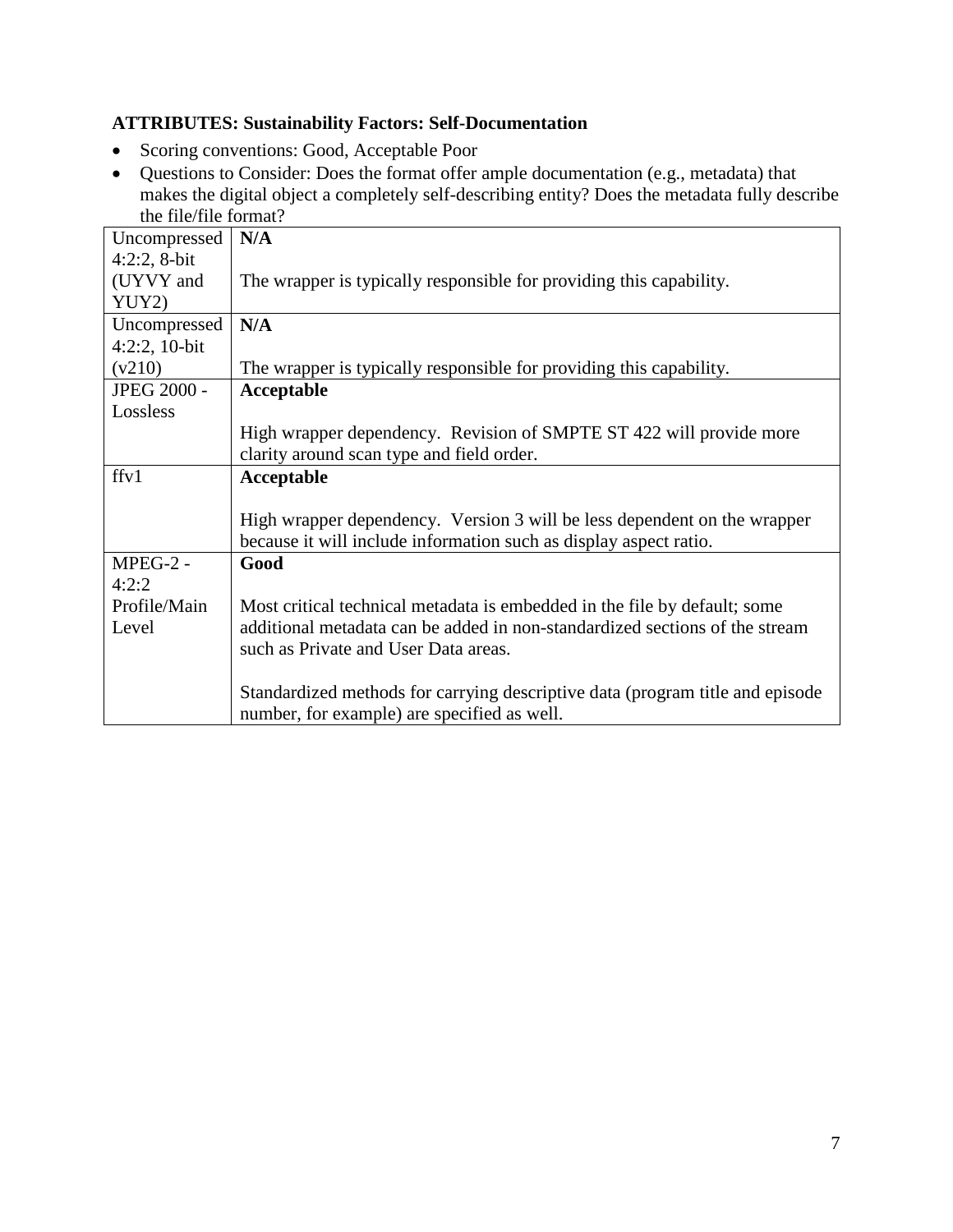**ATTRIBUTES: Sustainability Factors: Self-Documentation**

- Scoring conventions: Good, Acceptable Poor
- Questions to Consider: Does the format offer ample documentation (e.g., metadata) that makes the digital object a completely self-describing entity? Does the metadata fully describe the file/file format?

| | |
|---|---|
| Uncompressed 4:2:2, 8-bit (UYVY and YUY2) | **N/A**<br><br>The wrapper is typically responsible for providing this capability. |
| Uncompressed 4:2:2, 10-bit (v210) | **N/A**<br><br>The wrapper is typically responsible for providing this capability. |
| JPEG 2000 - Lossless | **Acceptable**<br><br>High wrapper dependency. Revision of SMPTE ST 422 will provide more clarity around scan type and field order. |
| ffv1 | **Acceptable**<br><br>High wrapper dependency. Version 3 will be less dependent on the wrapper because it will include information such as display aspect ratio. |
| MPEG-2 - 4:2:2 Profile/Main Level | **Good**<br><br>Most critical technical metadata is embedded in the file by default; some additional metadata can be added in non-standardized sections of the stream such as Private and User Data areas.<br><br>Standardized methods for carrying descriptive data (program title and episode number, for example) are specified as well. |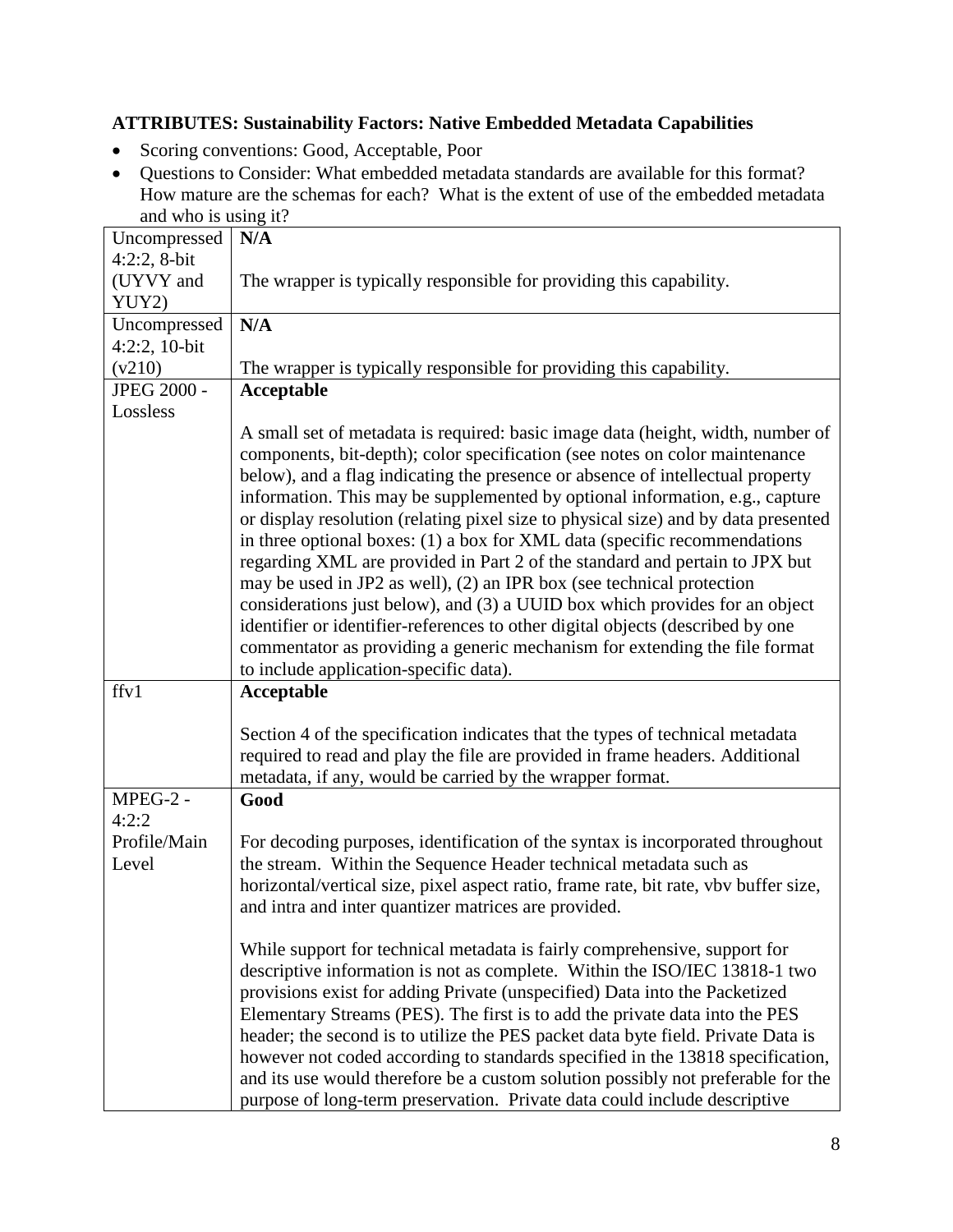**ATTRIBUTES: Sustainability Factors: Native Embedded Metadata Capabilities**

- Scoring conventions: Good, Acceptable, Poor
- Questions to Consider: What embedded metadata standards are available for this format? How mature are the schemas for each? What is the extent of use of the embedded metadata and who is using it?

| | |
|---|---|
| Uncompressed 4:2:2, 8-bit (UYVY and YUY2) | **N/A**<br><br>The wrapper is typically responsible for providing this capability. |
| Uncompressed 4:2:2, 10-bit (v210) | **N/A**<br><br>The wrapper is typically responsible for providing this capability. |
| JPEG 2000 - Lossless | **Acceptable**<br><br>A small set of metadata is required: basic image data (height, width, number of components, bit-depth); color specification (see notes on color maintenance below), and a flag indicating the presence or absence of intellectual property information. This may be supplemented by optional information, e.g., capture or display resolution (relating pixel size to physical size) and by data presented in three optional boxes: (1) a box for XML data (specific recommendations regarding XML are provided in Part 2 of the standard and pertain to JPX but may be used in JP2 as well), (2) an IPR box (see technical protection considerations just below), and (3) a UUID box which provides for an object identifier or identifier-references to other digital objects (described by one commentator as providing a generic mechanism for extending the file format to include application-specific data). |
| ffv1 | **Acceptable**<br><br>Section 4 of the specification indicates that the types of technical metadata required to read and play the file are provided in frame headers. Additional metadata, if any, would be carried by the wrapper format. |
| MPEG-2 - 4:2:2 Profile/Main Level | **Good**<br><br>For decoding purposes, identification of the syntax is incorporated throughout the stream. Within the Sequence Header technical metadata such as horizontal/vertical size, pixel aspect ratio, frame rate, bit rate, vbv buffer size, and intra and inter quantizer matrices are provided.<br><br>While support for technical metadata is fairly comprehensive, support for descriptive information is not as complete. Within the ISO/IEC 13818-1 two provisions exist for adding Private (unspecified) Data into the Packetized Elementary Streams (PES). The first is to add the private data into the PES header; the second is to utilize the PES packet data byte field. Private Data is however not coded according to standards specified in the 13818 specification, and its use would therefore be a custom solution possibly not preferable for the purpose of long-term preservation. Private data could include descriptive |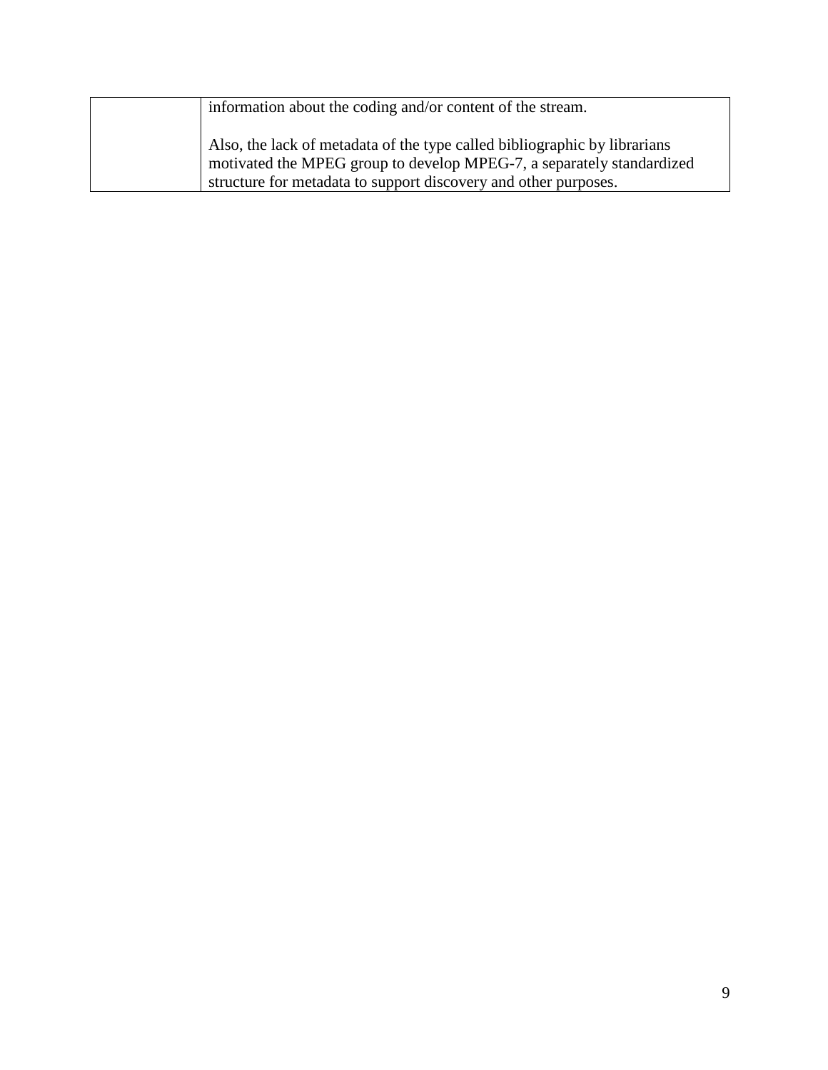| | |
|---|---|
| | information about the coding and/or content of the stream.<br><br>Also, the lack of metadata of the type called bibliographic by librarians motivated the MPEG group to develop MPEG-7, a separately standardized structure for metadata to support discovery and other purposes. |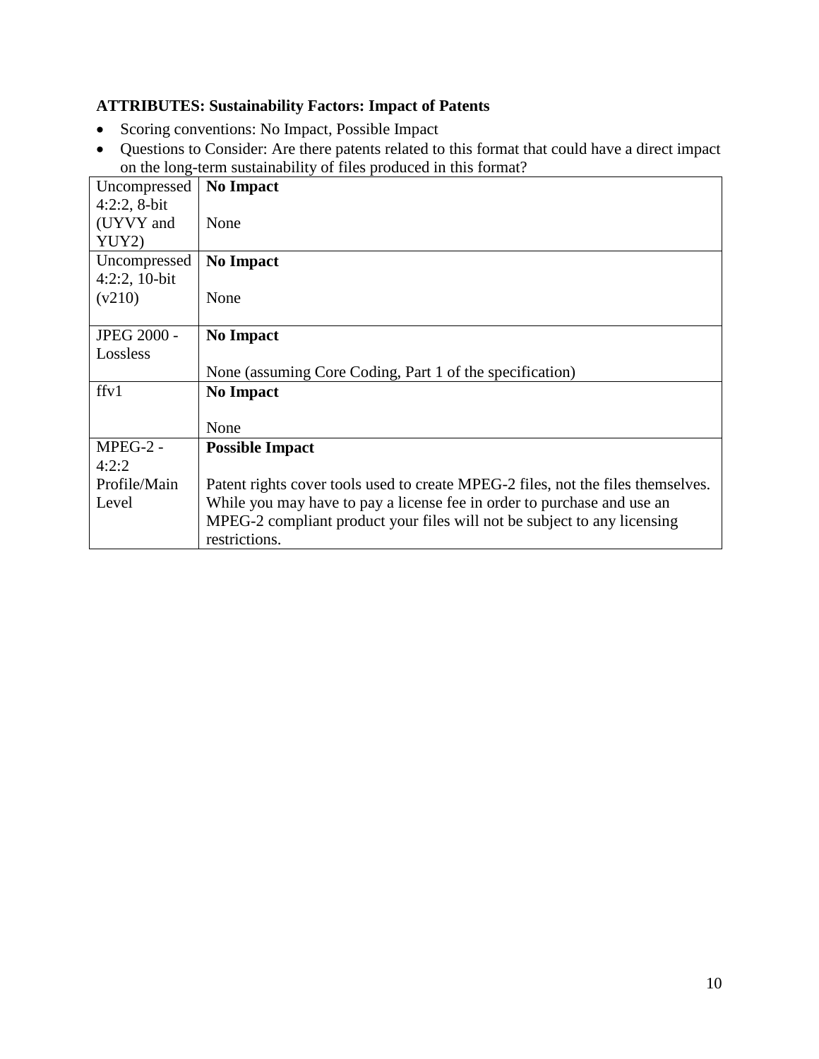**ATTRIBUTES: Sustainability Factors: Impact of Patents**

- Scoring conventions: No Impact, Possible Impact
- Questions to Consider: Are there patents related to this format that could have a direct impact on the long-term sustainability of files produced in this format?

| | |
|---|---|
| Uncompressed 4:2:2, 8-bit (UYVY and YUY2) | **No Impact**<br><br>None |
| Uncompressed 4:2:2, 10-bit (v210) | **No Impact**<br><br>None |
| JPEG 2000 - Lossless | **No Impact**<br><br>None (assuming Core Coding, Part 1 of the specification) |
| ffv1 | **No Impact**<br><br>None |
| MPEG-2 - 4:2:2 Profile/Main Level | **Possible Impact**<br><br>Patent rights cover tools used to create MPEG-2 files, not the files themselves. While you may have to pay a license fee in order to purchase and use an MPEG-2 compliant product your files will not be subject to any licensing restrictions. |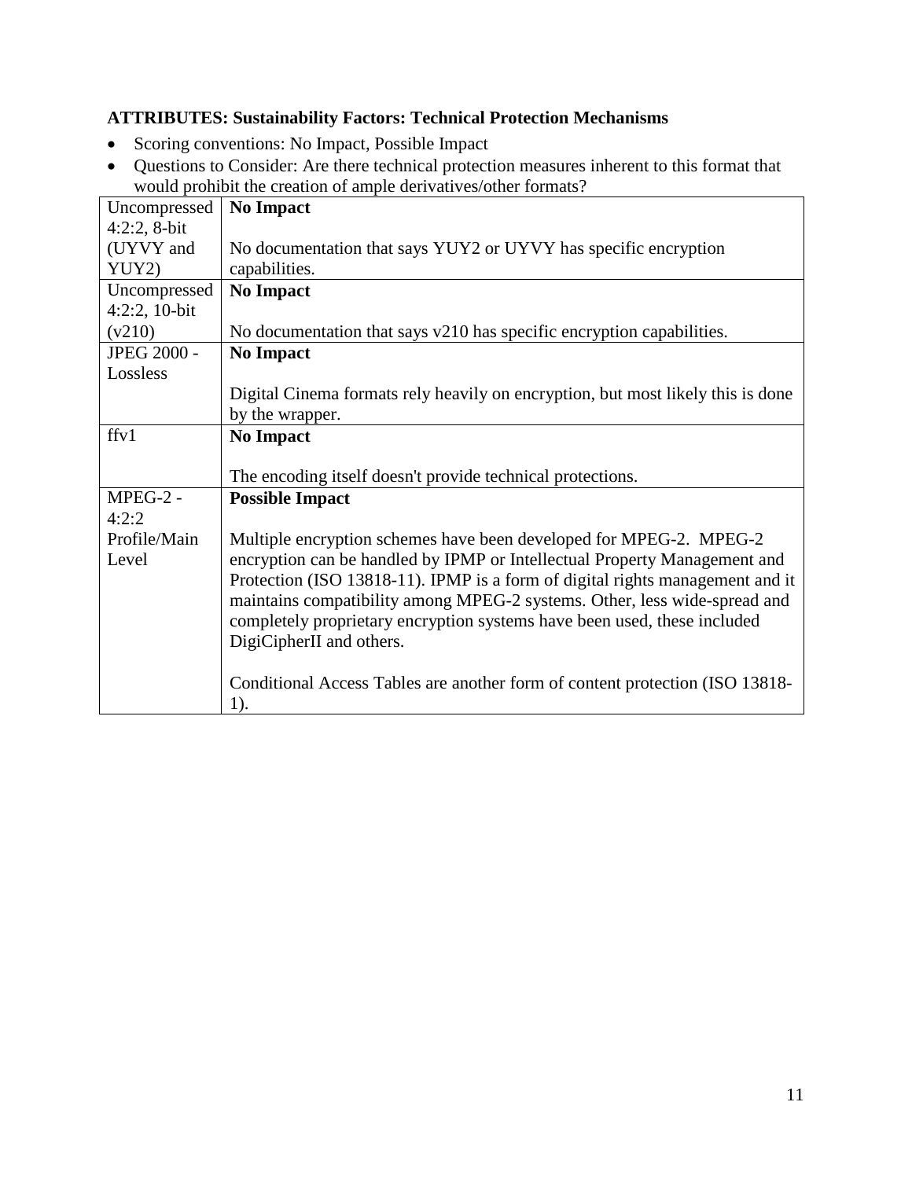**ATTRIBUTES: Sustainability Factors: Technical Protection Mechanisms**

- Scoring conventions: No Impact, Possible Impact
- Questions to Consider: Are there technical protection measures inherent to this format that would prohibit the creation of ample derivatives/other formats?

| Format | Assessment |
|---|---|
| Uncompressed 4:2:2, 8-bit (UYVY and YUY2) | **No Impact**<br><br>No documentation that says YUY2 or UYVY has specific encryption capabilities. |
| Uncompressed 4:2:2, 10-bit (v210) | **No Impact**<br><br>No documentation that says v210 has specific encryption capabilities. |
| JPEG 2000 - Lossless | **No Impact**<br><br>Digital Cinema formats rely heavily on encryption, but most likely this is done by the wrapper. |
| ffv1 | **No Impact**<br><br>The encoding itself doesn't provide technical protections. |
| MPEG-2 - 4:2:2 Profile/Main Level | **Possible Impact**<br><br>Multiple encryption schemes have been developed for MPEG-2. MPEG-2 encryption can be handled by IPMP or Intellectual Property Management and Protection (ISO 13818-11). IPMP is a form of digital rights management and it maintains compatibility among MPEG-2 systems. Other, less wide-spread and completely proprietary encryption systems have been used, these included DigiCipherII and others.<br><br>Conditional Access Tables are another form of content protection (ISO 13818-1). |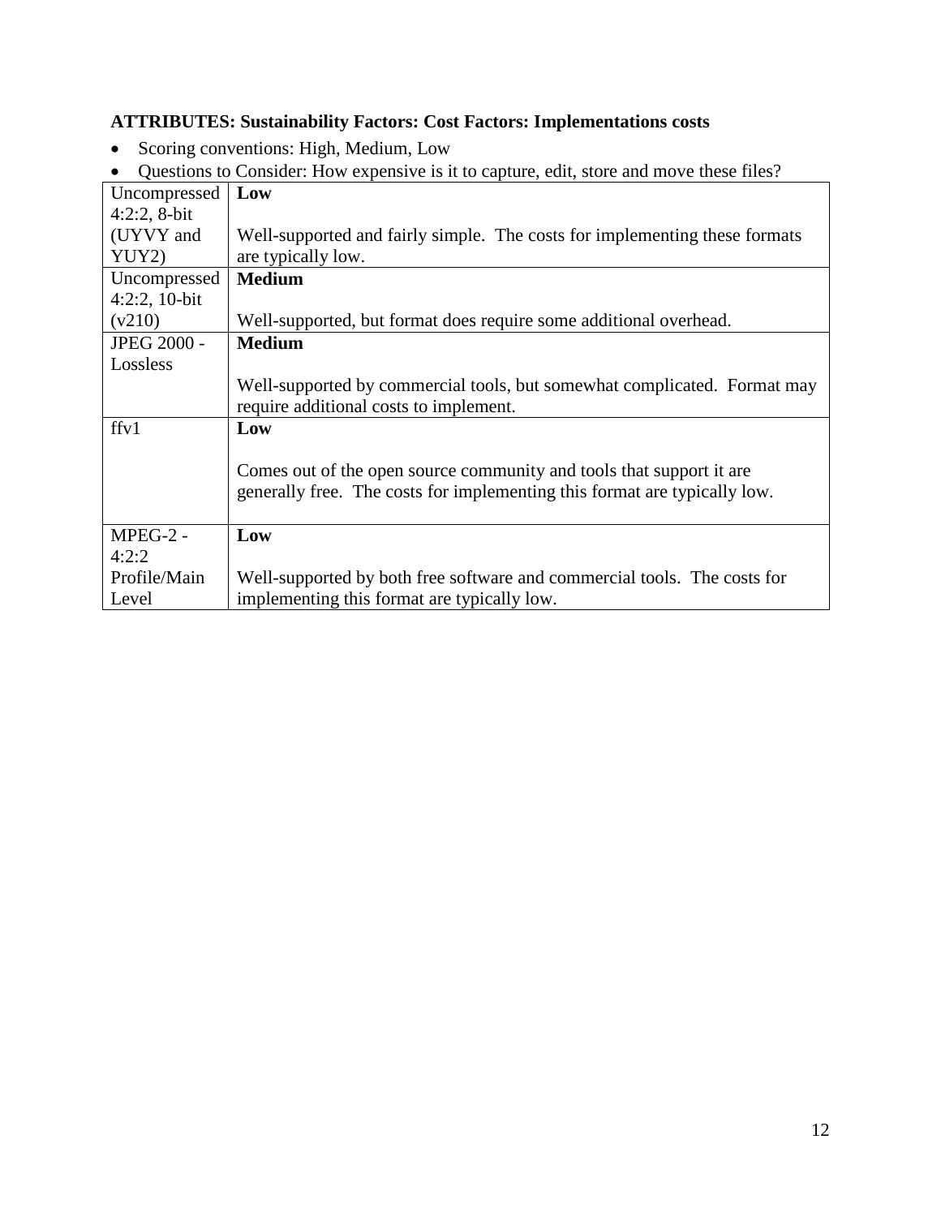**ATTRIBUTES: Sustainability Factors: Cost Factors: Implementations costs**

- Scoring conventions: High, Medium, Low
- Questions to Consider: How expensive is it to capture, edit, store and move these files?

| Format | Score |
|---|---|
| Uncompressed 4:2:2, 8-bit (UYVY and YUY2) | **Low**<br><br>Well-supported and fairly simple. The costs for implementing these formats are typically low. |
| Uncompressed 4:2:2, 10-bit (v210) | **Medium**<br><br>Well-supported, but format does require some additional overhead. |
| JPEG 2000 - Lossless | **Medium**<br><br>Well-supported by commercial tools, but somewhat complicated. Format may require additional costs to implement. |
| ffv1 | **Low**<br><br>Comes out of the open source community and tools that support it are generally free. The costs for implementing this format are typically low. |
| MPEG-2 - 4:2:2 Profile/Main Level | **Low**<br><br>Well-supported by both free software and commercial tools. The costs for implementing this format are typically low. |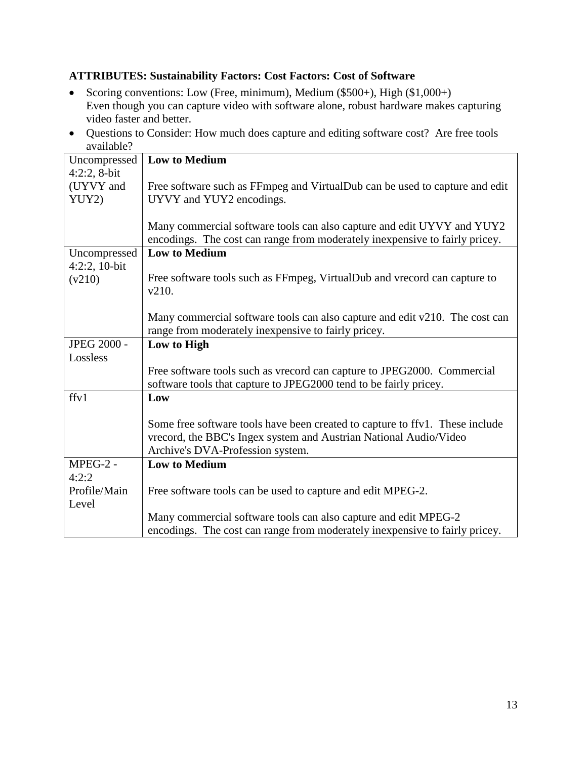**ATTRIBUTES: Sustainability Factors: Cost Factors: Cost of Software**

- Scoring conventions: Low (Free, minimum), Medium ($500+), High ($1,000+)
  Even though you can capture video with software alone, robust hardware makes capturing video faster and better.
- Questions to Consider: How much does capture and editing software cost? Are free tools available?

| | |
|---|---|
| Uncompressed 4:2:2, 8-bit (UYVY and YUY2) | **Low to Medium**<br><br>Free software such as FFmpeg and VirtualDub can be used to capture and edit UYVY and YUY2 encodings.<br><br>Many commercial software tools can also capture and edit UYVY and YUY2 encodings. The cost can range from moderately inexpensive to fairly pricey. |
| Uncompressed 4:2:2, 10-bit (v210) | **Low to Medium**<br><br>Free software tools such as FFmpeg, VirtualDub and vrecord can capture to v210.<br><br>Many commercial software tools can also capture and edit v210. The cost can range from moderately inexpensive to fairly pricey. |
| JPEG 2000 - Lossless | **Low to High**<br><br>Free software tools such as vrecord can capture to JPEG2000. Commercial software tools that capture to JPEG2000 tend to be fairly pricey. |
| ffv1 | **Low**<br><br>Some free software tools have been created to capture to ffv1. These include vrecord, the BBC's Ingex system and Austrian National Audio/Video Archive's DVA-Profession system. |
| MPEG-2 - 4:2:2 Profile/Main Level | **Low to Medium**<br><br>Free software tools can be used to capture and edit MPEG-2.<br><br>Many commercial software tools can also capture and edit MPEG-2 encodings. The cost can range from moderately inexpensive to fairly pricey. |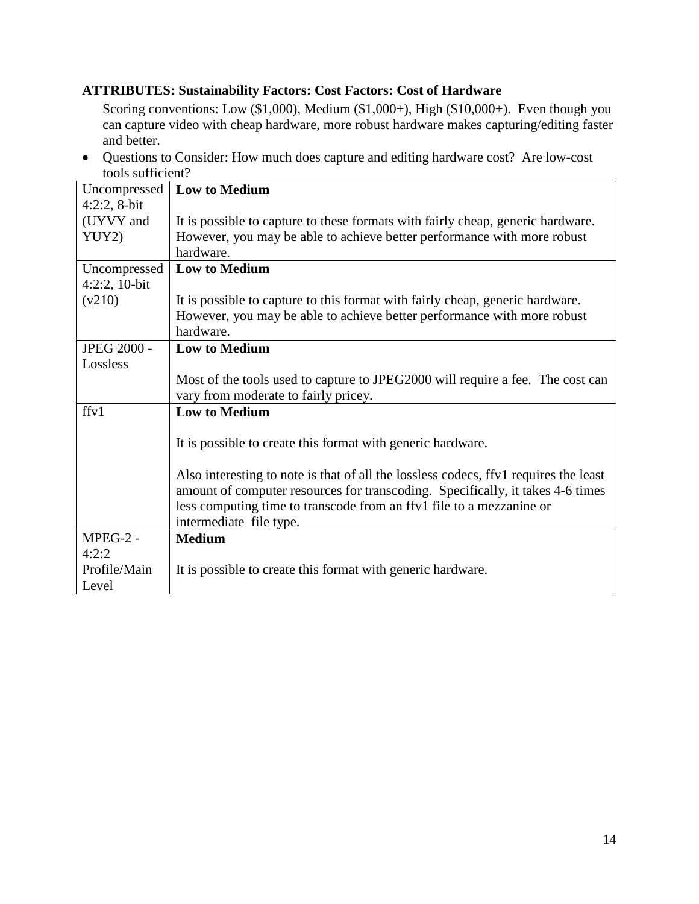**ATTRIBUTES: Sustainability Factors: Cost Factors: Cost of Hardware**

Scoring conventions: Low ($1,000), Medium ($1,000+), High ($10,000+). Even though you can capture video with cheap hardware, more robust hardware makes capturing/editing faster and better.

- Questions to Consider: How much does capture and editing hardware cost? Are low-cost tools sufficient?

| Format | Assessment |
|---|---|
| Uncompressed 4:2:2, 8-bit (UYVY and YUY2) | **Low to Medium**<br><br>It is possible to capture to these formats with fairly cheap, generic hardware. However, you may be able to achieve better performance with more robust hardware. |
| Uncompressed 4:2:2, 10-bit (v210) | **Low to Medium**<br><br>It is possible to capture to this format with fairly cheap, generic hardware. However, you may be able to achieve better performance with more robust hardware. |
| JPEG 2000 - Lossless | **Low to Medium**<br><br>Most of the tools used to capture to JPEG2000 will require a fee. The cost can vary from moderate to fairly pricey. |
| ffv1 | **Low to Medium**<br><br>It is possible to create this format with generic hardware.<br><br>Also interesting to note is that of all the lossless codecs, ffv1 requires the least amount of computer resources for transcoding. Specifically, it takes 4-6 times less computing time to transcode from an ffv1 file to a mezzanine or intermediate file type. |
| MPEG-2 - 4:2:2 Profile/Main Level | **Medium**<br><br>It is possible to create this format with generic hardware. |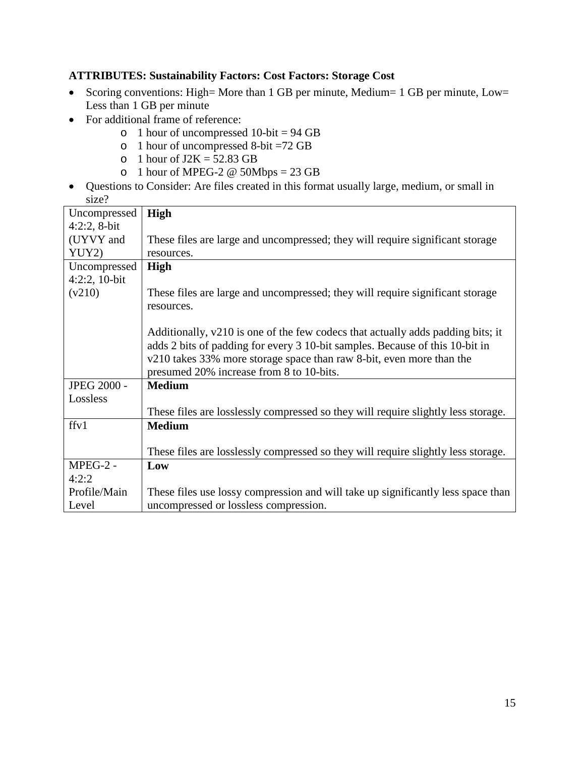**ATTRIBUTES: Sustainability Factors: Cost Factors: Storage Cost**

- Scoring conventions: High= More than 1 GB per minute, Medium= 1 GB per minute, Low= Less than 1 GB per minute
- For additional frame of reference:
  - 1 hour of uncompressed 10-bit = 94 GB
  - 1 hour of uncompressed 8-bit =72 GB
  - 1 hour of J2K = 52.83 GB
  - 1 hour of MPEG-2 @ 50Mbps = 23 GB
- Questions to Consider: Are files created in this format usually large, medium, or small in size?

| | |
|---|---|
| Uncompressed 4:2:2, 8-bit (UYVY and YUY2) | **High**<br><br>These files are large and uncompressed; they will require significant storage resources. |
| Uncompressed 4:2:2, 10-bit (v210) | **High**<br><br>These files are large and uncompressed; they will require significant storage resources.<br><br>Additionally, v210 is one of the few codecs that actually adds padding bits; it adds 2 bits of padding for every 3 10-bit samples. Because of this 10-bit in v210 takes 33% more storage space than raw 8-bit, even more than the presumed 20% increase from 8 to 10-bits. |
| JPEG 2000 - Lossless | **Medium**<br><br>These files are losslessly compressed so they will require slightly less storage. |
| ffv1 | **Medium**<br><br>These files are losslessly compressed so they will require slightly less storage. |
| MPEG-2 - 4:2:2 Profile/Main Level | **Low**<br><br>These files use lossy compression and will take up significantly less space than uncompressed or lossless compression. |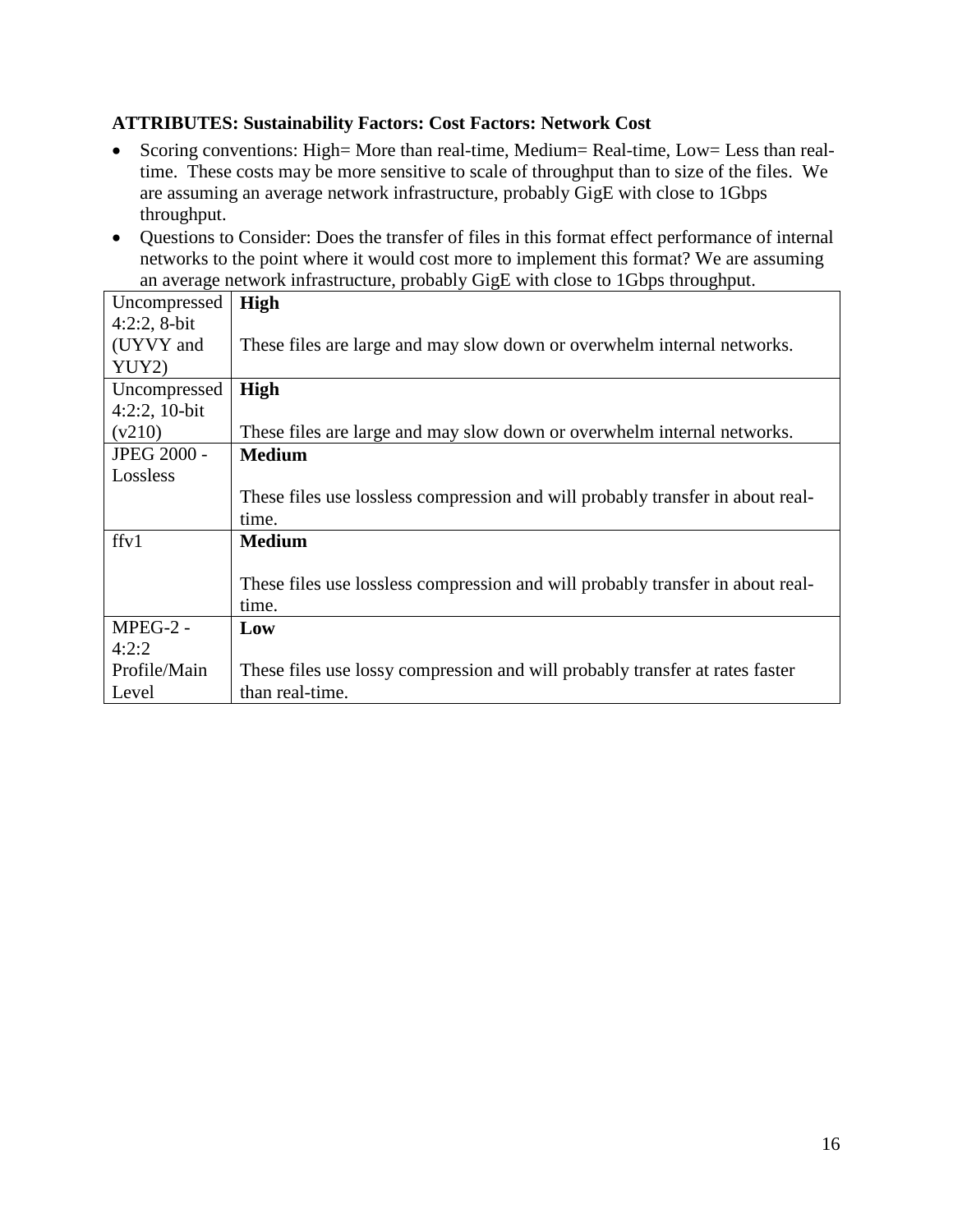**ATTRIBUTES: Sustainability Factors: Cost Factors: Network Cost**

- Scoring conventions: High= More than real-time, Medium= Real-time, Low= Less than real-time. These costs may be more sensitive to scale of throughput than to size of the files. We are assuming an average network infrastructure, probably GigE with close to 1Gbps throughput.
- Questions to Consider: Does the transfer of files in this format effect performance of internal networks to the point where it would cost more to implement this format? We are assuming an average network infrastructure, probably GigE with close to 1Gbps throughput.

| | |
|---|---|
| Uncompressed 4:2:2, 8-bit (UYVY and YUY2) | **High**<br><br>These files are large and may slow down or overwhelm internal networks. |
| Uncompressed 4:2:2, 10-bit (v210) | **High**<br><br>These files are large and may slow down or overwhelm internal networks. |
| JPEG 2000 - Lossless | **Medium**<br><br>These files use lossless compression and will probably transfer in about real-time. |
| ffv1 | **Medium**<br><br>These files use lossless compression and will probably transfer in about real-time. |
| MPEG-2 - 4:2:2 Profile/Main Level | **Low**<br><br>These files use lossy compression and will probably transfer at rates faster than real-time. |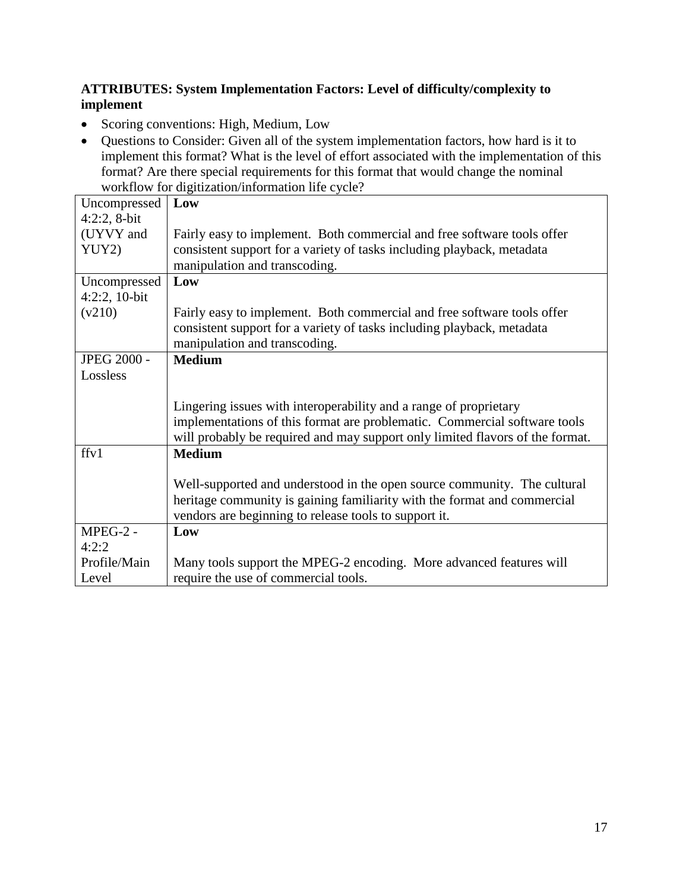**ATTRIBUTES: System Implementation Factors: Level of difficulty/complexity to implement**

- Scoring conventions: High, Medium, Low
- Questions to Consider: Given all of the system implementation factors, how hard is it to implement this format? What is the level of effort associated with the implementation of this format? Are there special requirements for this format that would change the nominal workflow for digitization/information life cycle?

| | |
|---|---|
| Uncompressed 4:2:2, 8-bit (UYVY and YUY2) | **Low**<br><br>Fairly easy to implement. Both commercial and free software tools offer consistent support for a variety of tasks including playback, metadata manipulation and transcoding. |
| Uncompressed 4:2:2, 10-bit (v210) | **Low**<br><br>Fairly easy to implement. Both commercial and free software tools offer consistent support for a variety of tasks including playback, metadata manipulation and transcoding. |
| JPEG 2000 - Lossless | **Medium**<br><br>Lingering issues with interoperability and a range of proprietary implementations of this format are problematic. Commercial software tools will probably be required and may support only limited flavors of the format. |
| ffv1 | **Medium**<br><br>Well-supported and understood in the open source community. The cultural heritage community is gaining familiarity with the format and commercial vendors are beginning to release tools to support it. |
| MPEG-2 - 4:2:2 Profile/Main Level | **Low**<br><br>Many tools support the MPEG-2 encoding. More advanced features will require the use of commercial tools. |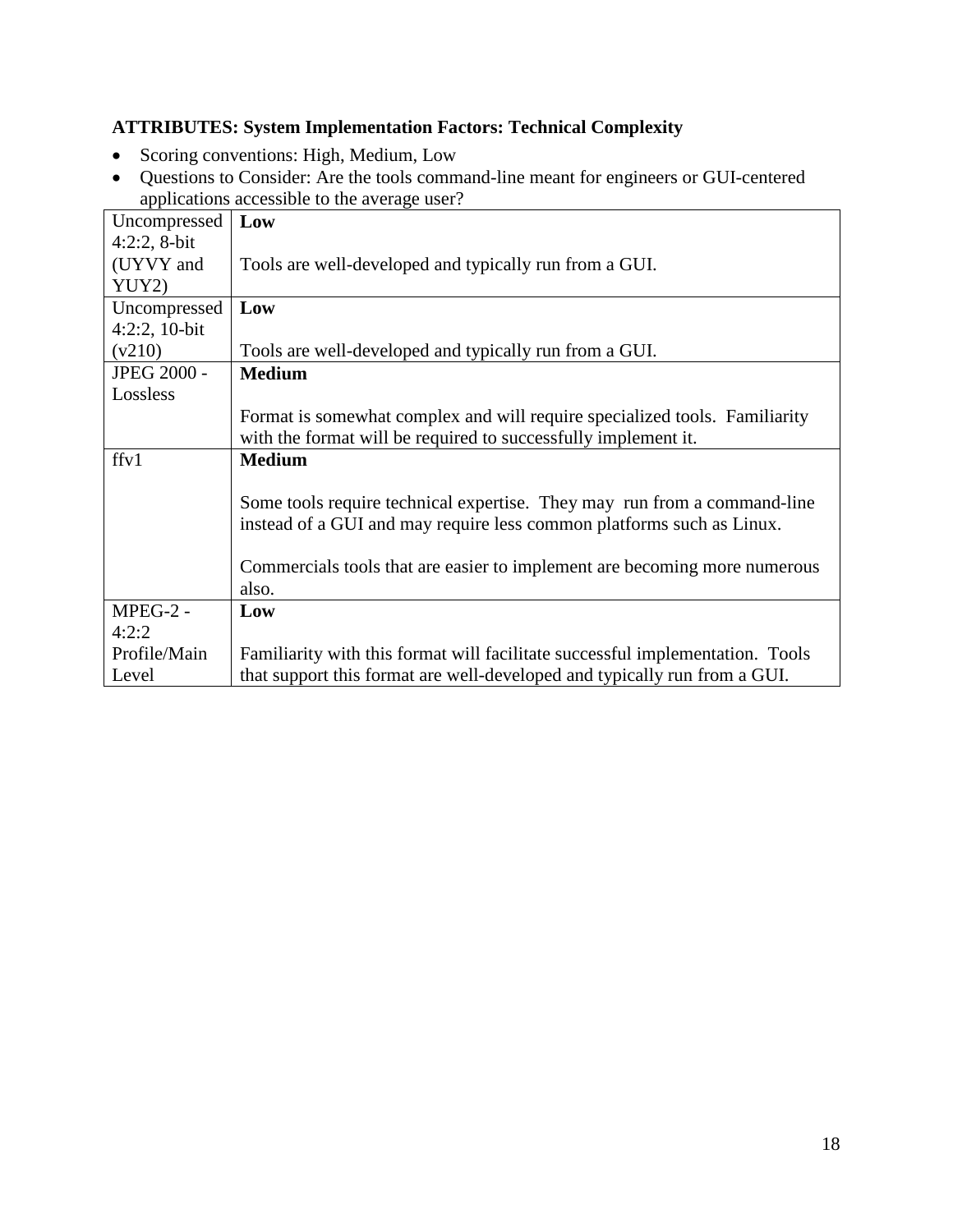**ATTRIBUTES: System Implementation Factors: Technical Complexity**

- Scoring conventions: High, Medium, Low
- Questions to Consider: Are the tools command-line meant for engineers or GUI-centered applications accessible to the average user?

| | |
|---|---|
| Uncompressed 4:2:2, 8-bit (UYVY and YUY2) | **Low**<br><br>Tools are well-developed and typically run from a GUI. |
| Uncompressed 4:2:2, 10-bit (v210) | **Low**<br><br>Tools are well-developed and typically run from a GUI. |
| JPEG 2000 - Lossless | **Medium**<br><br>Format is somewhat complex and will require specialized tools. Familiarity with the format will be required to successfully implement it. |
| ffv1 | **Medium**<br><br>Some tools require technical expertise. They may run from a command-line instead of a GUI and may require less common platforms such as Linux.<br><br>Commercials tools that are easier to implement are becoming more numerous also. |
| MPEG-2 - 4:2:2 Profile/Main Level | **Low**<br><br>Familiarity with this format will facilitate successful implementation. Tools that support this format are well-developed and typically run from a GUI. |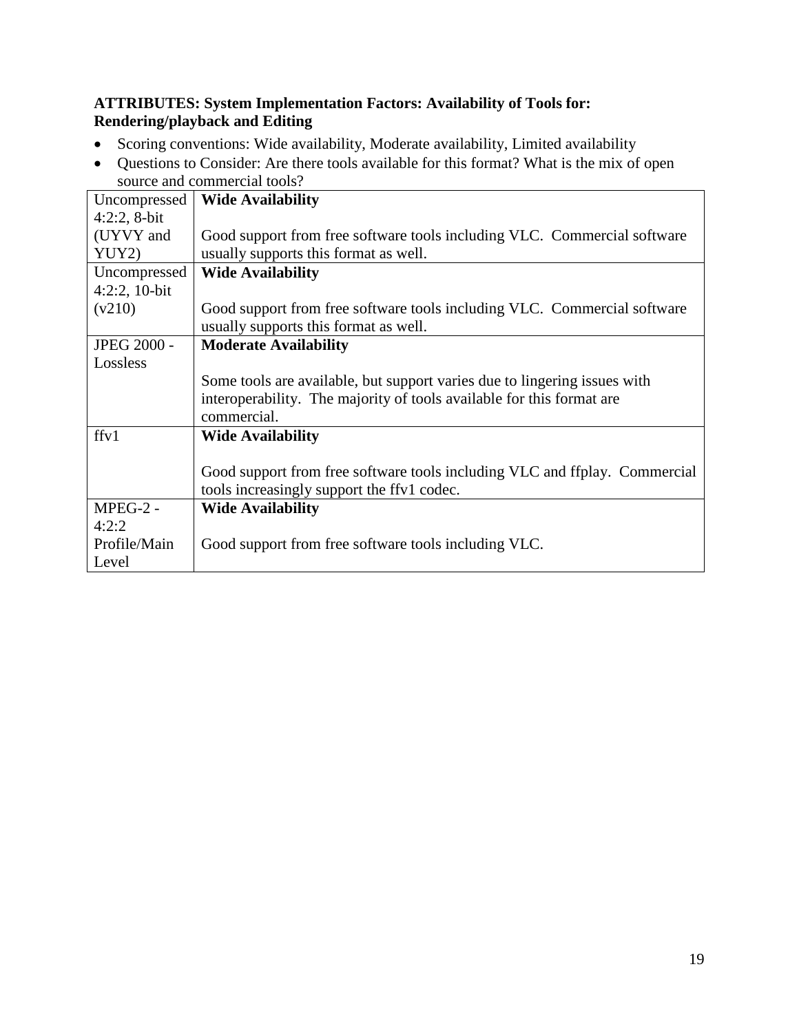**ATTRIBUTES: System Implementation Factors: Availability of Tools for: Rendering/playback and Editing**

- Scoring conventions: Wide availability, Moderate availability, Limited availability
- Questions to Consider: Are there tools available for this format? What is the mix of open source and commercial tools?

| | |
|---|---|
| Uncompressed 4:2:2, 8-bit (UYVY and YUY2) | **Wide Availability**<br><br>Good support from free software tools including VLC. Commercial software usually supports this format as well. |
| Uncompressed 4:2:2, 10-bit (v210) | **Wide Availability**<br><br>Good support from free software tools including VLC. Commercial software usually supports this format as well. |
| JPEG 2000 - Lossless | **Moderate Availability**<br><br>Some tools are available, but support varies due to lingering issues with interoperability. The majority of tools available for this format are commercial. |
| ffv1 | **Wide Availability**<br><br>Good support from free software tools including VLC and ffplay. Commercial tools increasingly support the ffv1 codec. |
| MPEG-2 - 4:2:2 Profile/Main Level | **Wide Availability**<br><br>Good support from free software tools including VLC. |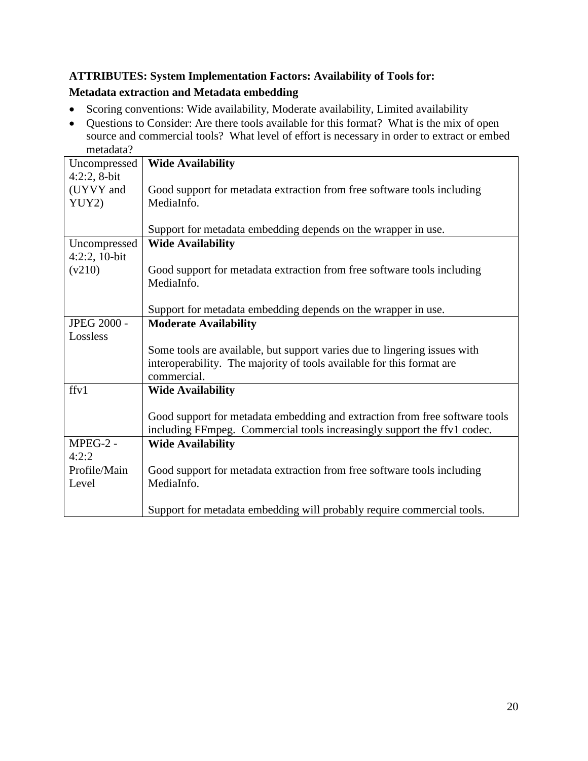**ATTRIBUTES: System Implementation Factors: Availability of Tools for:**

**Metadata extraction and Metadata embedding**

- Scoring conventions: Wide availability, Moderate availability, Limited availability
- Questions to Consider: Are there tools available for this format? What is the mix of open source and commercial tools? What level of effort is necessary in order to extract or embed metadata?

| | |
|---|---|
| Uncompressed 4:2:2, 8-bit (UYVY and YUY2) | **Wide Availability**<br><br>Good support for metadata extraction from free software tools including MediaInfo.<br><br>Support for metadata embedding depends on the wrapper in use. |
| Uncompressed 4:2:2, 10-bit (v210) | **Wide Availability**<br><br>Good support for metadata extraction from free software tools including MediaInfo.<br><br>Support for metadata embedding depends on the wrapper in use. |
| JPEG 2000 - Lossless | **Moderate Availability**<br><br>Some tools are available, but support varies due to lingering issues with interoperability. The majority of tools available for this format are commercial. |
| ffv1 | **Wide Availability**<br><br>Good support for metadata embedding and extraction from free software tools including FFmpeg. Commercial tools increasingly support the ffv1 codec. |
| MPEG-2 - 4:2:2 Profile/Main Level | **Wide Availability**<br><br>Good support for metadata extraction from free software tools including MediaInfo.<br><br>Support for metadata embedding will probably require commercial tools. |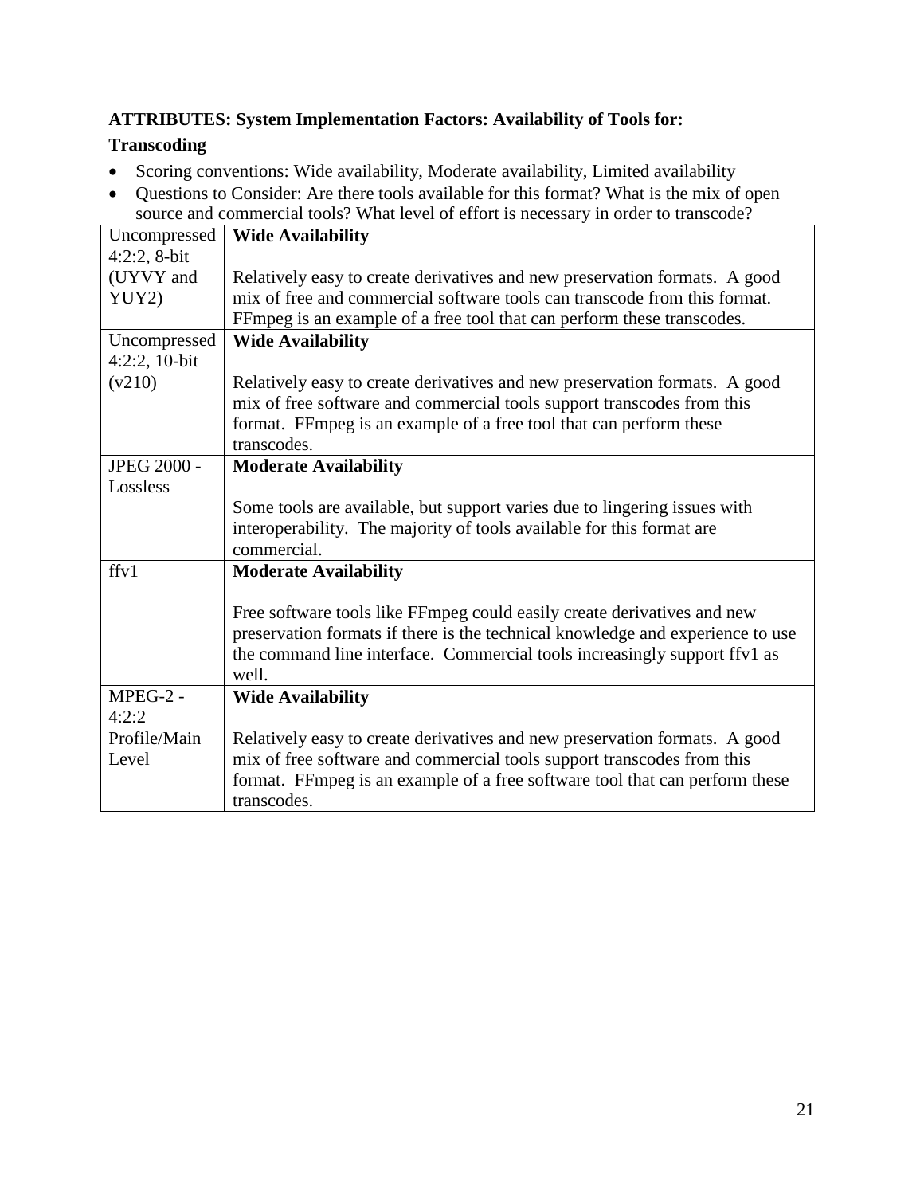**ATTRIBUTES: System Implementation Factors: Availability of Tools for:**

**Transcoding**

- Scoring conventions: Wide availability, Moderate availability, Limited availability
- Questions to Consider: Are there tools available for this format? What is the mix of open source and commercial tools? What level of effort is necessary in order to transcode?

| | |
|---|---|
| Uncompressed 4:2:2, 8-bit (UYVY and YUY2) | **Wide Availability**<br><br>Relatively easy to create derivatives and new preservation formats. A good mix of free and commercial software tools can transcode from this format. FFmpeg is an example of a free tool that can perform these transcodes. |
| Uncompressed 4:2:2, 10-bit (v210) | **Wide Availability**<br><br>Relatively easy to create derivatives and new preservation formats. A good mix of free software and commercial tools support transcodes from this format. FFmpeg is an example of a free tool that can perform these transcodes. |
| JPEG 2000 - Lossless | **Moderate Availability**<br><br>Some tools are available, but support varies due to lingering issues with interoperability. The majority of tools available for this format are commercial. |
| ffv1 | **Moderate Availability**<br><br>Free software tools like FFmpeg could easily create derivatives and new preservation formats if there is the technical knowledge and experience to use the command line interface. Commercial tools increasingly support ffv1 as well. |
| MPEG-2 - 4:2:2 Profile/Main Level | **Wide Availability**<br><br>Relatively easy to create derivatives and new preservation formats. A good mix of free software and commercial tools support transcodes from this format. FFmpeg is an example of a free software tool that can perform these transcodes. |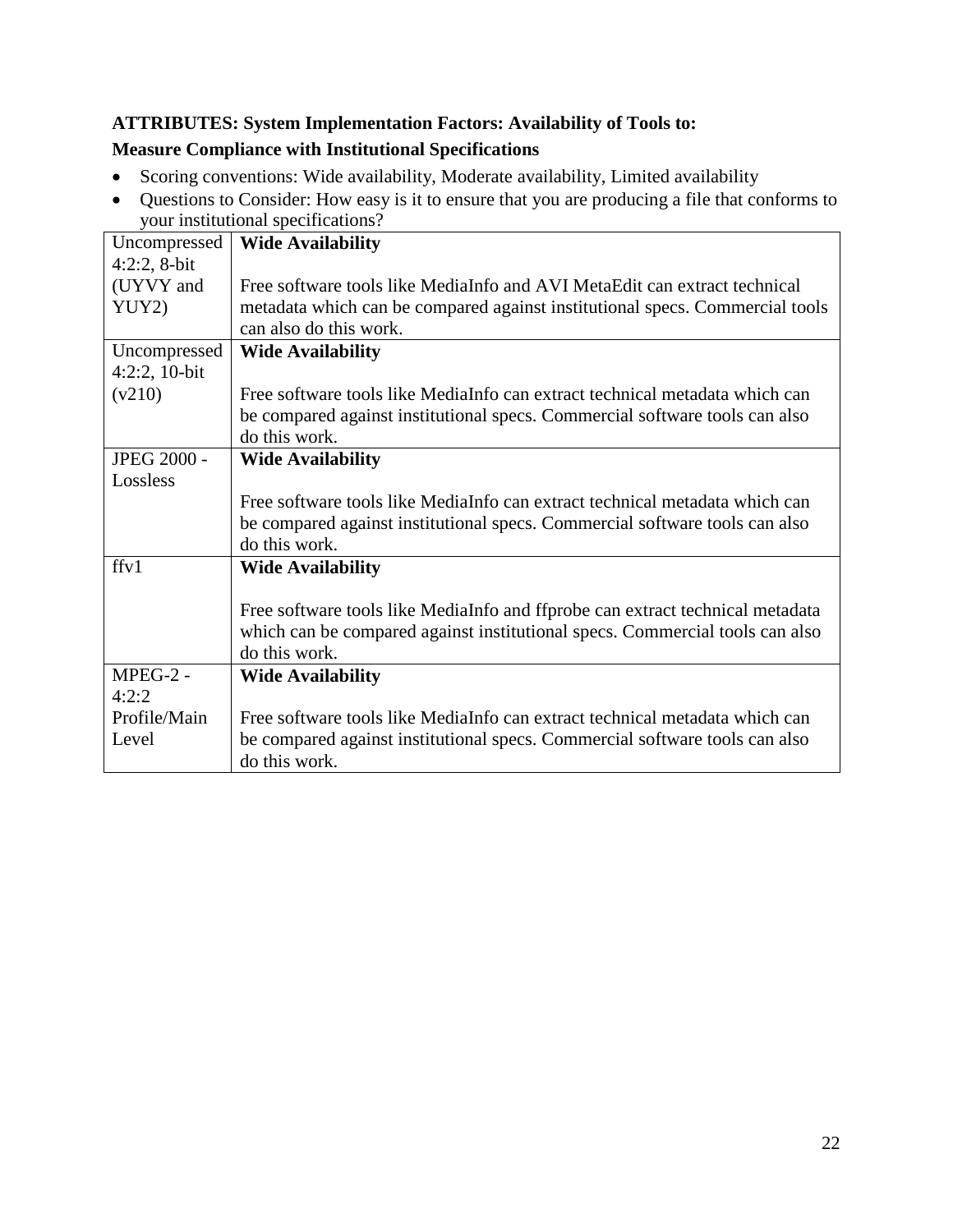**ATTRIBUTES: System Implementation Factors: Availability of Tools to:**

**Measure Compliance with Institutional Specifications**

- Scoring conventions: Wide availability, Moderate availability, Limited availability
- Questions to Consider: How easy is it to ensure that you are producing a file that conforms to your institutional specifications?

| | |
|---|---|
| Uncompressed 4:2:2, 8-bit (UYVY and YUY2) | **Wide Availability**<br><br>Free software tools like MediaInfo and AVI MetaEdit can extract technical metadata which can be compared against institutional specs. Commercial tools can also do this work. |
| Uncompressed 4:2:2, 10-bit (v210) | **Wide Availability**<br><br>Free software tools like MediaInfo can extract technical metadata which can be compared against institutional specs. Commercial software tools can also do this work. |
| JPEG 2000 - Lossless | **Wide Availability**<br><br>Free software tools like MediaInfo can extract technical metadata which can be compared against institutional specs. Commercial software tools can also do this work. |
| ffv1 | **Wide Availability**<br><br>Free software tools like MediaInfo and ffprobe can extract technical metadata which can be compared against institutional specs. Commercial tools can also do this work. |
| MPEG-2 - 4:2:2 Profile/Main Level | **Wide Availability**<br><br>Free software tools like MediaInfo can extract technical metadata which can be compared against institutional specs. Commercial software tools can also do this work. |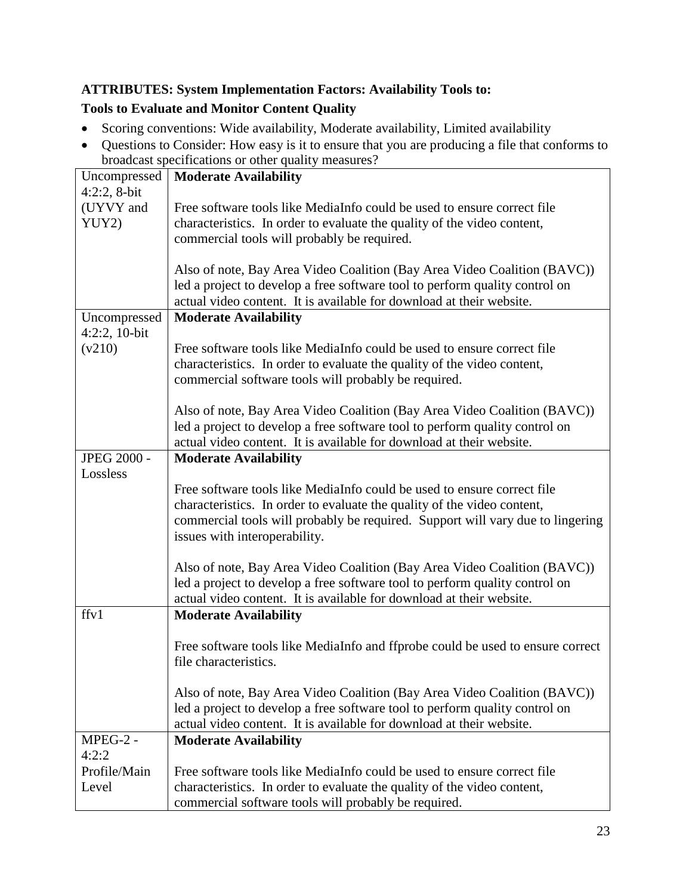**ATTRIBUTES: System Implementation Factors: Availability Tools to:**

**Tools to Evaluate and Monitor Content Quality**

- Scoring conventions: Wide availability, Moderate availability, Limited availability
- Questions to Consider: How easy is it to ensure that you are producing a file that conforms to broadcast specifications or other quality measures?

| | |
|---|---|
| Uncompressed 4:2:2, 8-bit (UYVY and YUY2) | **Moderate Availability**<br><br>Free software tools like MediaInfo could be used to ensure correct file characteristics. In order to evaluate the quality of the video content, commercial tools will probably be required.<br><br>Also of note, Bay Area Video Coalition (Bay Area Video Coalition (BAVC)) led a project to develop a free software tool to perform quality control on actual video content. It is available for download at their website. |
| Uncompressed 4:2:2, 10-bit (v210) | **Moderate Availability**<br><br>Free software tools like MediaInfo could be used to ensure correct file characteristics. In order to evaluate the quality of the video content, commercial software tools will probably be required.<br><br>Also of note, Bay Area Video Coalition (Bay Area Video Coalition (BAVC)) led a project to develop a free software tool to perform quality control on actual video content. It is available for download at their website. |
| JPEG 2000 - Lossless | **Moderate Availability**<br><br>Free software tools like MediaInfo could be used to ensure correct file characteristics. In order to evaluate the quality of the video content, commercial tools will probably be required. Support will vary due to lingering issues with interoperability.<br><br>Also of note, Bay Area Video Coalition (Bay Area Video Coalition (BAVC)) led a project to develop a free software tool to perform quality control on actual video content. It is available for download at their website. |
| ffv1 | **Moderate Availability**<br><br>Free software tools like MediaInfo and ffprobe could be used to ensure correct file characteristics.<br><br>Also of note, Bay Area Video Coalition (Bay Area Video Coalition (BAVC)) led a project to develop a free software tool to perform quality control on actual video content. It is available for download at their website. |
| MPEG-2 - 4:2:2 Profile/Main Level | **Moderate Availability**<br><br>Free software tools like MediaInfo could be used to ensure correct file characteristics. In order to evaluate the quality of the video content, commercial software tools will probably be required. |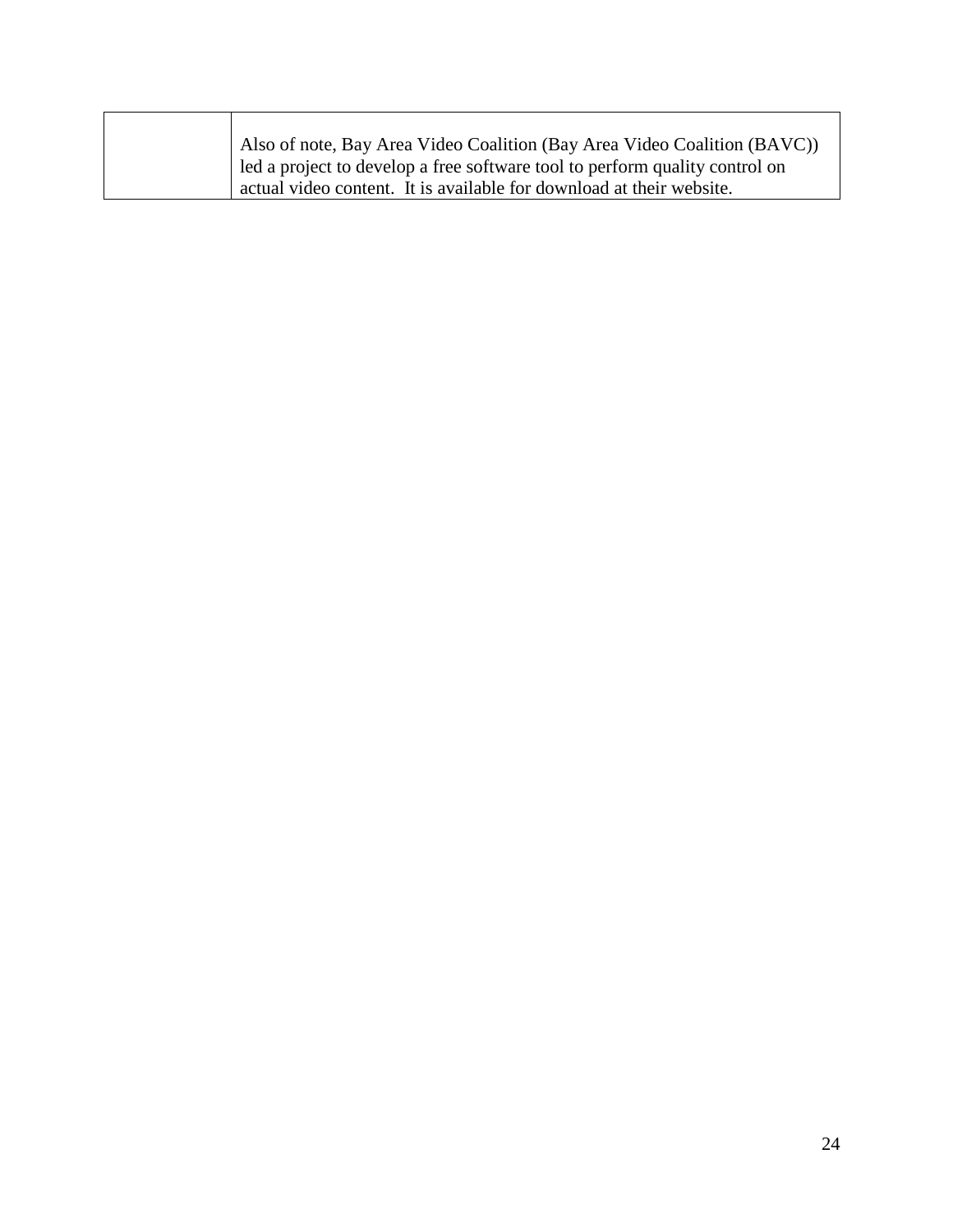| | |
|---|---|
| | Also of note, Bay Area Video Coalition (Bay Area Video Coalition (BAVC)) led a project to develop a free software tool to perform quality control on actual video content. It is available for download at their website. |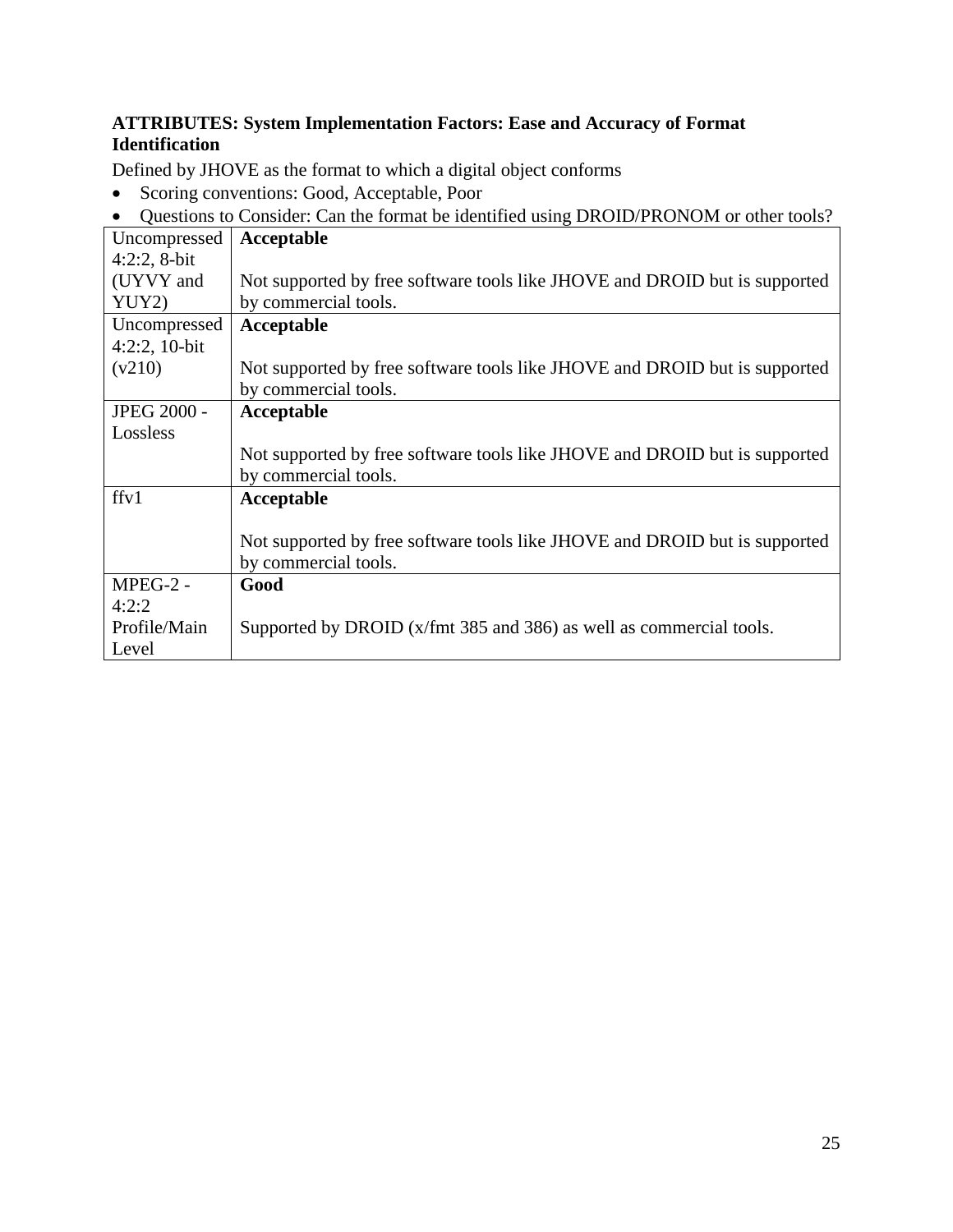**ATTRIBUTES: System Implementation Factors: Ease and Accuracy of Format Identification**

Defined by JHOVE as the format to which a digital object conforms

- Scoring conventions: Good, Acceptable, Poor
- Questions to Consider: Can the format be identified using DROID/PRONOM or other tools?

| | |
|---|---|
| Uncompressed 4:2:2, 8-bit (UYVY and YUY2) | **Acceptable**<br><br>Not supported by free software tools like JHOVE and DROID but is supported by commercial tools. |
| Uncompressed 4:2:2, 10-bit (v210) | **Acceptable**<br><br>Not supported by free software tools like JHOVE and DROID but is supported by commercial tools. |
| JPEG 2000 - Lossless | **Acceptable**<br><br>Not supported by free software tools like JHOVE and DROID but is supported by commercial tools. |
| ffv1 | **Acceptable**<br><br>Not supported by free software tools like JHOVE and DROID but is supported by commercial tools. |
| MPEG-2 - 4:2:2 Profile/Main Level | **Good**<br><br>Supported by DROID (x/fmt 385 and 386) as well as commercial tools. |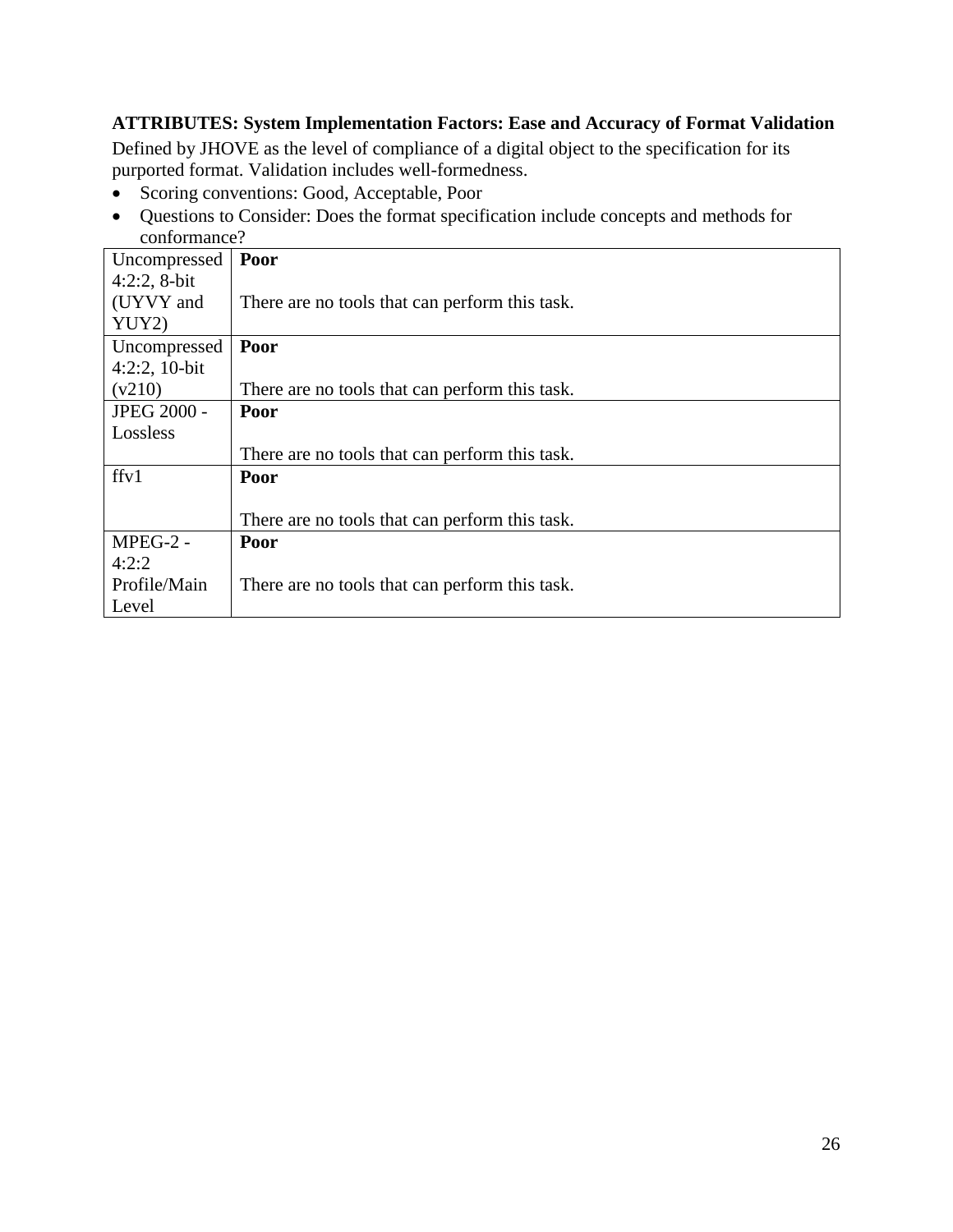**ATTRIBUTES: System Implementation Factors: Ease and Accuracy of Format Validation**

Defined by JHOVE as the level of compliance of a digital object to the specification for its purported format. Validation includes well-formedness.

- Scoring conventions: Good, Acceptable, Poor
- Questions to Consider: Does the format specification include concepts and methods for conformance?

| | |
|---|---|
| Uncompressed 4:2:2, 8-bit (UYVY and YUY2) | **Poor**<br><br>There are no tools that can perform this task. |
| Uncompressed 4:2:2, 10-bit (v210) | **Poor**<br><br>There are no tools that can perform this task. |
| JPEG 2000 - Lossless | **Poor**<br><br>There are no tools that can perform this task. |
| ffv1 | **Poor**<br><br>There are no tools that can perform this task. |
| MPEG-2 - 4:2:2 Profile/Main Level | **Poor**<br><br>There are no tools that can perform this task. |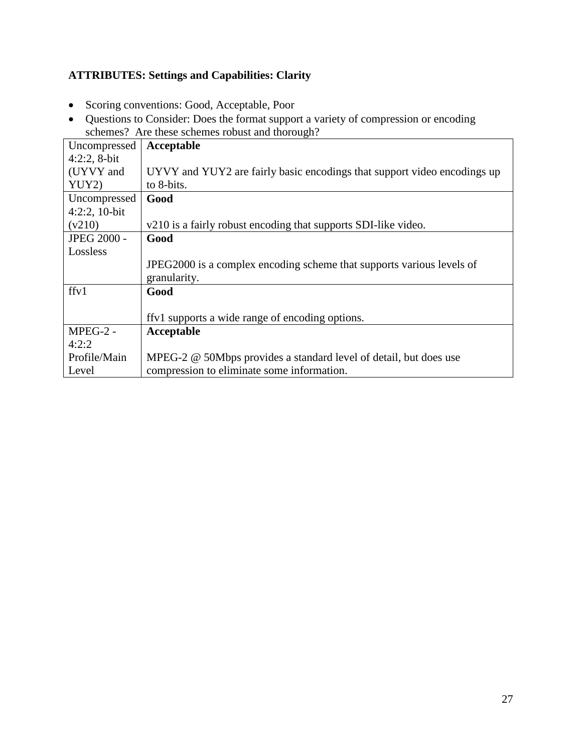**ATTRIBUTES: Settings and Capabilities: Clarity**

- Scoring conventions: Good, Acceptable, Poor
- Questions to Consider: Does the format support a variety of compression or encoding schemes? Are these schemes robust and thorough?

| Format | Assessment |
|---|---|
| Uncompressed 4:2:2, 8-bit (UYVY and YUY2) | **Acceptable**<br><br>UYVY and YUY2 are fairly basic encodings that support video encodings up to 8-bits. |
| Uncompressed 4:2:2, 10-bit (v210) | **Good**<br><br>v210 is a fairly robust encoding that supports SDI-like video. |
| JPEG 2000 - Lossless | **Good**<br><br>JPEG2000 is a complex encoding scheme that supports various levels of granularity. |
| ffv1 | **Good**<br><br>ffv1 supports a wide range of encoding options. |
| MPEG-2 - 4:2:2 Profile/Main Level | **Acceptable**<br><br>MPEG-2 @ 50Mbps provides a standard level of detail, but does use compression to eliminate some information. |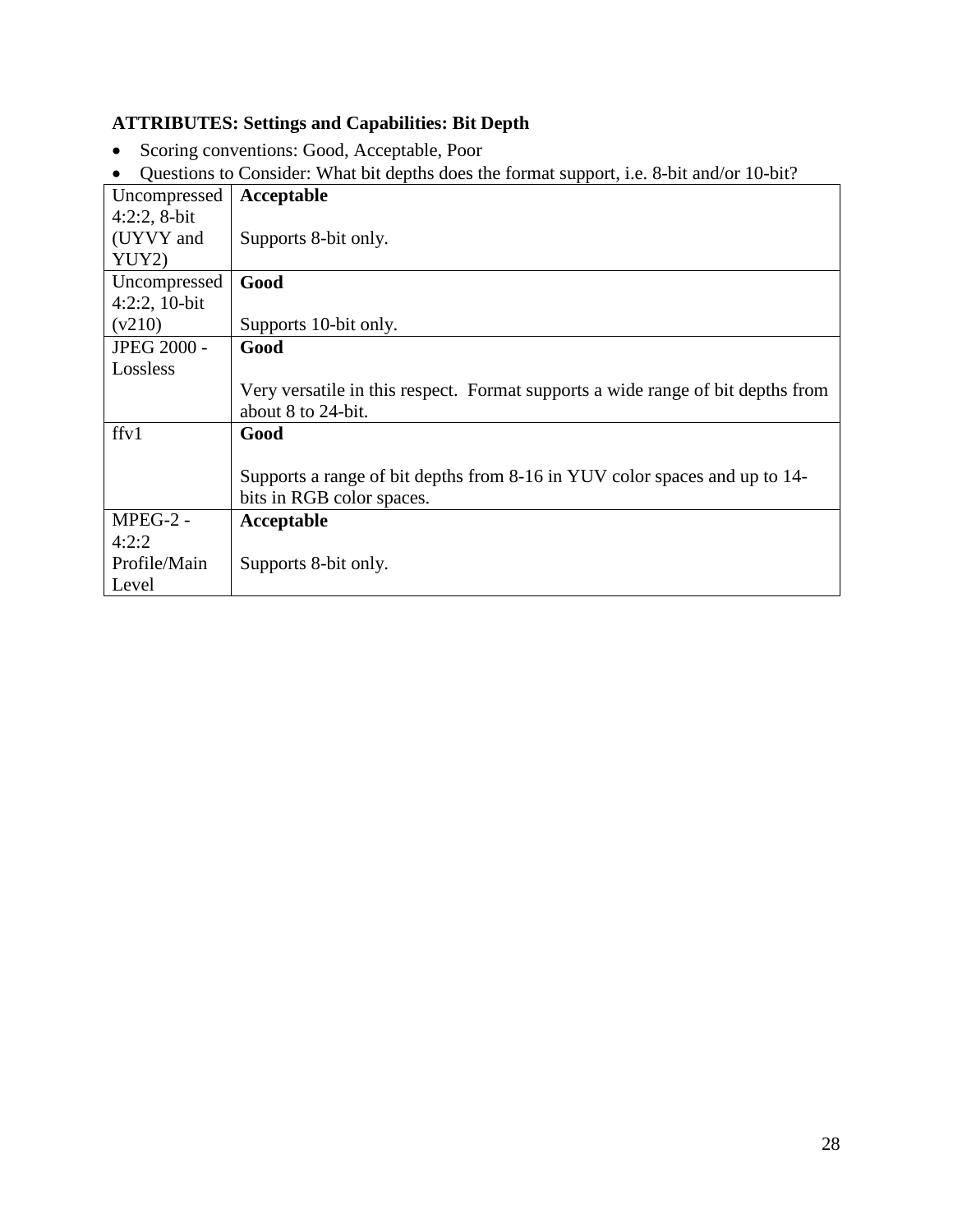**ATTRIBUTES: Settings and Capabilities: Bit Depth**

- Scoring conventions: Good, Acceptable, Poor
- Questions to Consider: What bit depths does the format support, i.e. 8-bit and/or 10-bit?

| | |
|---|---|
| Uncompressed 4:2:2, 8-bit (UYVY and YUY2) | **Acceptable**<br><br>Supports 8-bit only. |
| Uncompressed 4:2:2, 10-bit (v210) | **Good**<br><br>Supports 10-bit only. |
| JPEG 2000 - Lossless | **Good**<br><br>Very versatile in this respect. Format supports a wide range of bit depths from about 8 to 24-bit. |
| ffv1 | **Good**<br><br>Supports a range of bit depths from 8-16 in YUV color spaces and up to 14-bits in RGB color spaces. |
| MPEG-2 - 4:2:2 Profile/Main Level | **Acceptable**<br><br>Supports 8-bit only. |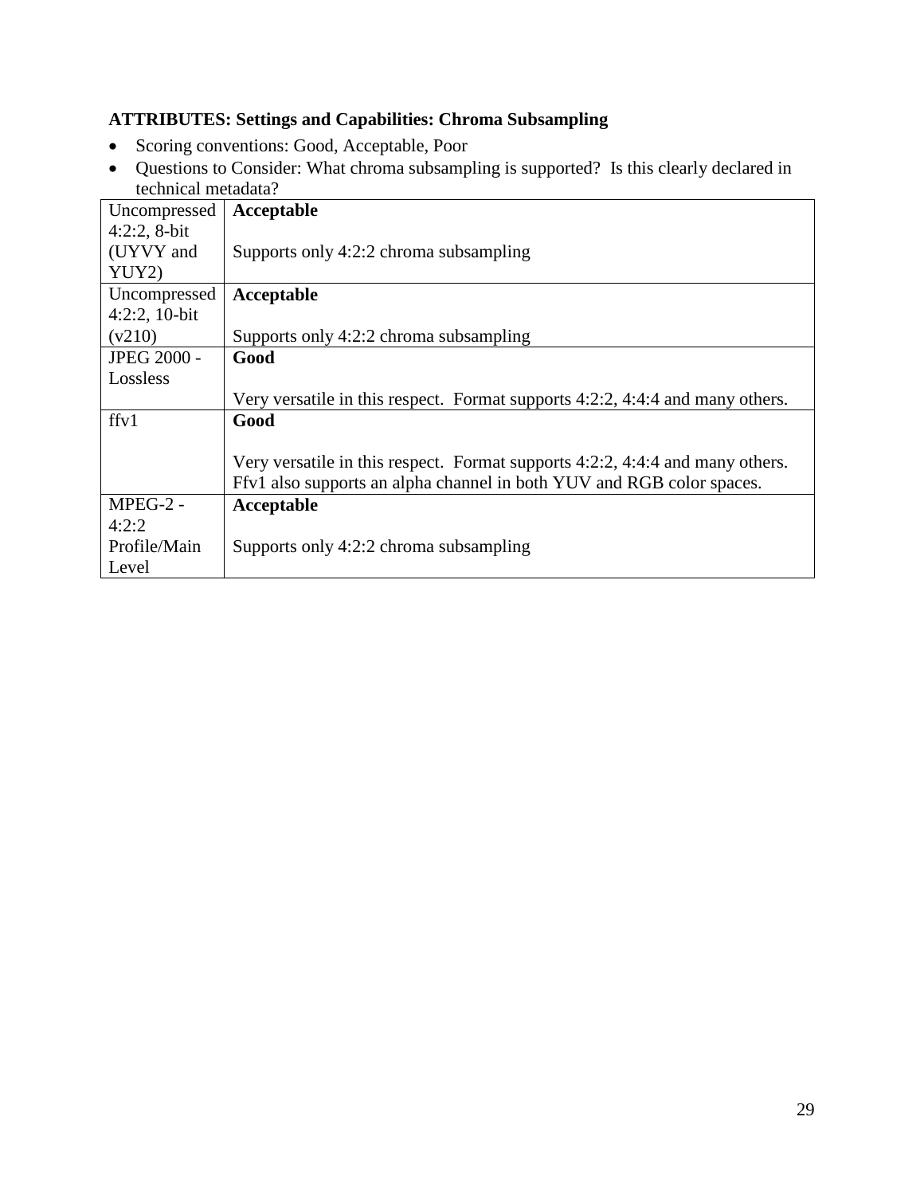**ATTRIBUTES: Settings and Capabilities: Chroma Subsampling**

- Scoring conventions: Good, Acceptable, Poor
- Questions to Consider: What chroma subsampling is supported? Is this clearly declared in technical metadata?

| | |
|---|---|
| Uncompressed 4:2:2, 8-bit (UYVY and YUY2) | **Acceptable**<br><br>Supports only 4:2:2 chroma subsampling |
| Uncompressed 4:2:2, 10-bit (v210) | **Acceptable**<br><br>Supports only 4:2:2 chroma subsampling |
| JPEG 2000 - Lossless | **Good**<br><br>Very versatile in this respect. Format supports 4:2:2, 4:4:4 and many others. |
| ffv1 | **Good**<br><br>Very versatile in this respect. Format supports 4:2:2, 4:4:4 and many others. Ffv1 also supports an alpha channel in both YUV and RGB color spaces. |
| MPEG-2 - 4:2:2 Profile/Main Level | **Acceptable**<br><br>Supports only 4:2:2 chroma subsampling |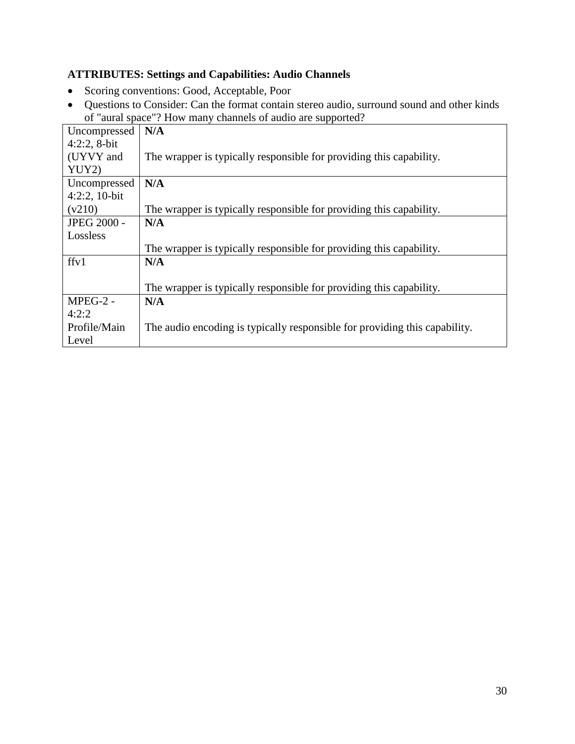**ATTRIBUTES: Settings and Capabilities: Audio Channels**

- Scoring conventions: Good, Acceptable, Poor
- Questions to Consider: Can the format contain stereo audio, surround sound and other kinds of "aural space"? How many channels of audio are supported?

| | |
|---|---|
| Uncompressed 4:2:2, 8-bit (UYVY and YUY2) | **N/A**<br><br>The wrapper is typically responsible for providing this capability. |
| Uncompressed 4:2:2, 10-bit (v210) | **N/A**<br><br>The wrapper is typically responsible for providing this capability. |
| JPEG 2000 - Lossless | **N/A**<br><br>The wrapper is typically responsible for providing this capability. |
| ffv1 | **N/A**<br><br>The wrapper is typically responsible for providing this capability. |
| MPEG-2 - 4:2:2 Profile/Main Level | **N/A**<br><br>The audio encoding is typically responsible for providing this capability. |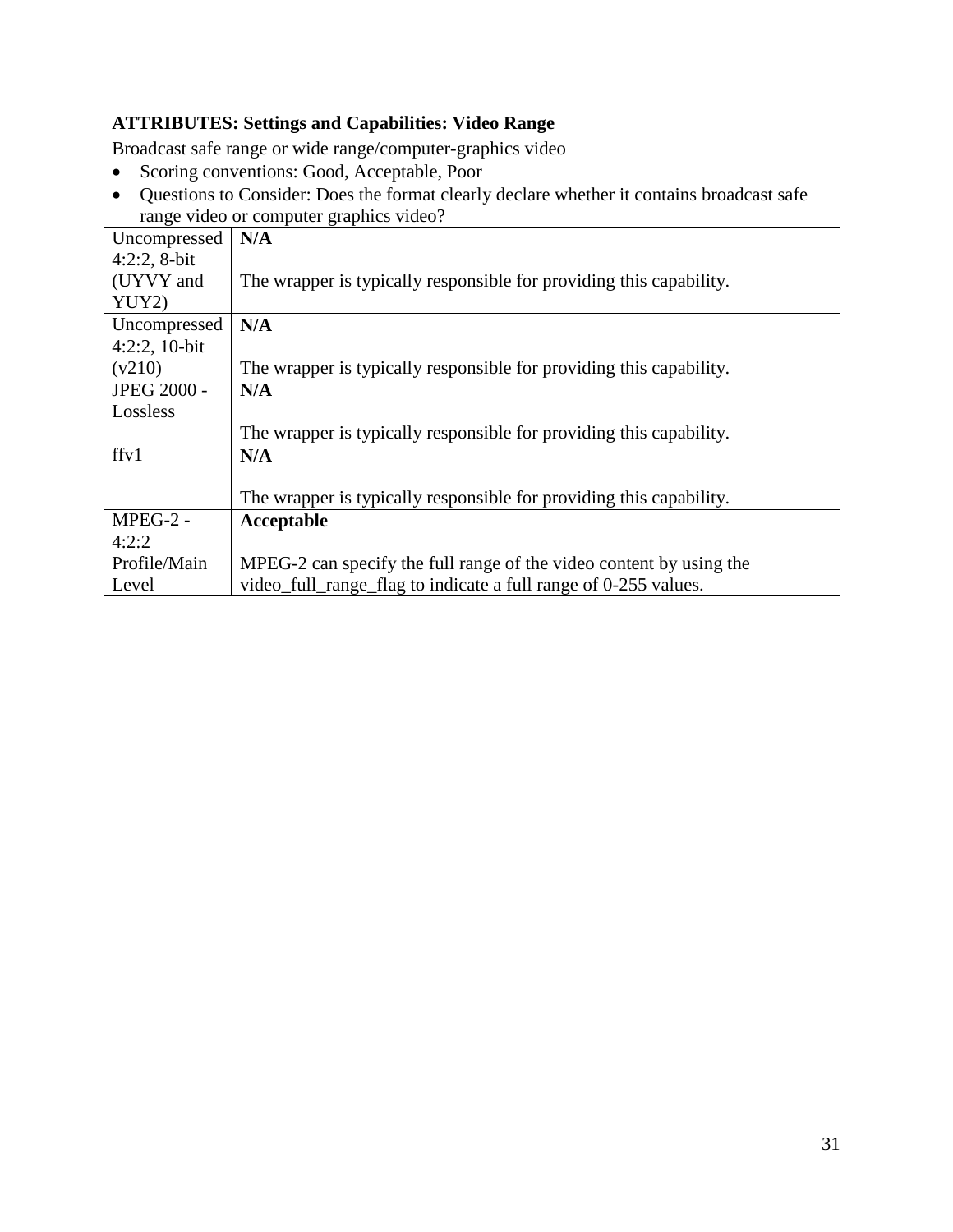**ATTRIBUTES: Settings and Capabilities: Video Range**

Broadcast safe range or wide range/computer-graphics video

- Scoring conventions: Good, Acceptable, Poor
- Questions to Consider: Does the format clearly declare whether it contains broadcast safe range video or computer graphics video?

| | |
|---|---|
| Uncompressed 4:2:2, 8-bit (UYVY and YUY2) | **N/A**<br><br>The wrapper is typically responsible for providing this capability. |
| Uncompressed 4:2:2, 10-bit (v210) | **N/A**<br><br>The wrapper is typically responsible for providing this capability. |
| JPEG 2000 - Lossless | **N/A**<br><br>The wrapper is typically responsible for providing this capability. |
| ffv1 | **N/A**<br><br>The wrapper is typically responsible for providing this capability. |
| MPEG-2 - 4:2:2 Profile/Main Level | **Acceptable**<br><br>MPEG-2 can specify the full range of the video content by using the video_full_range_flag to indicate a full range of 0-255 values. |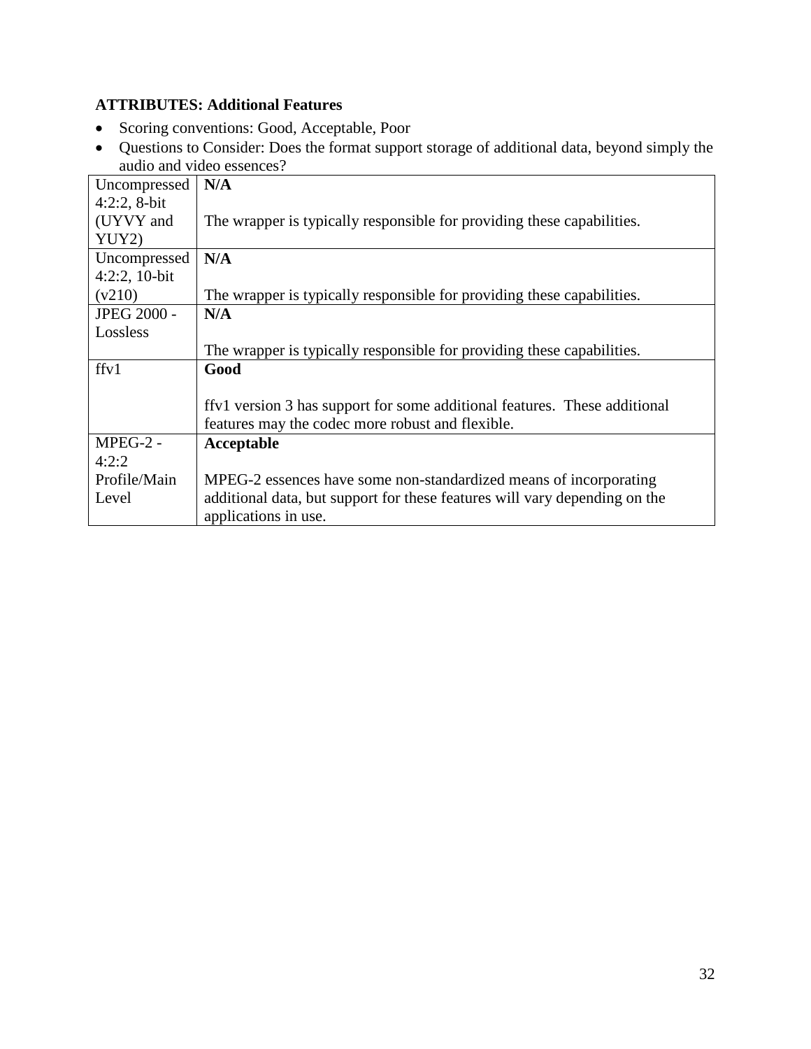**ATTRIBUTES: Additional Features**

- Scoring conventions: Good, Acceptable, Poor
- Questions to Consider: Does the format support storage of additional data, beyond simply the audio and video essences?

| | |
|---|---|
| Uncompressed 4:2:2, 8-bit (UYVY and YUY2) | **N/A**<br><br>The wrapper is typically responsible for providing these capabilities. |
| Uncompressed 4:2:2, 10-bit (v210) | **N/A**<br><br>The wrapper is typically responsible for providing these capabilities. |
| JPEG 2000 - Lossless | **N/A**<br><br>The wrapper is typically responsible for providing these capabilities. |
| ffv1 | **Good**<br><br>ffv1 version 3 has support for some additional features. These additional features may the codec more robust and flexible. |
| MPEG-2 - 4:2:2 Profile/Main Level | **Acceptable**<br><br>MPEG-2 essences have some non-standardized means of incorporating additional data, but support for these features will vary depending on the applications in use. |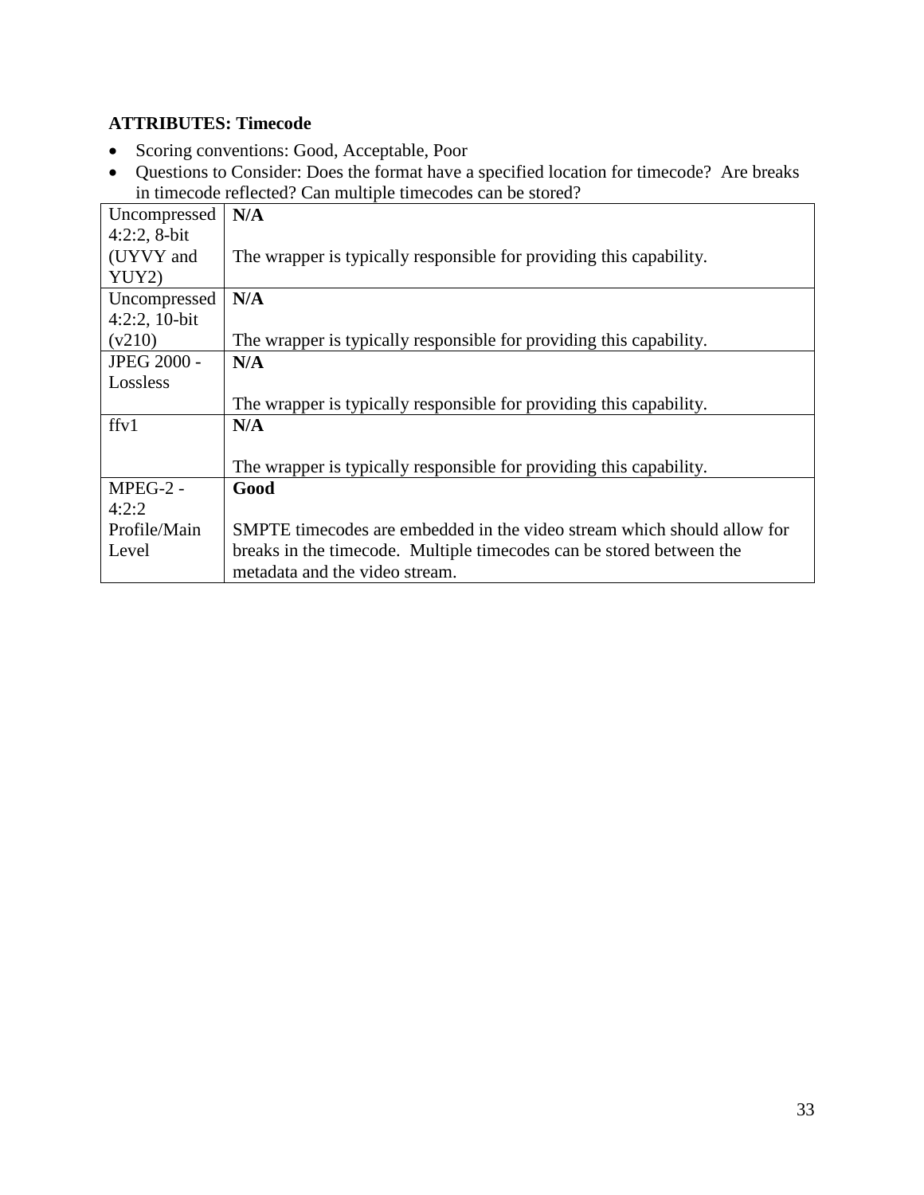**ATTRIBUTES: Timecode**

- Scoring conventions: Good, Acceptable, Poor
- Questions to Consider: Does the format have a specified location for timecode? Are breaks in timecode reflected? Can multiple timecodes can be stored?

| | |
|---|---|
| Uncompressed 4:2:2, 8-bit (UYVY and YUY2) | **N/A**<br><br>The wrapper is typically responsible for providing this capability. |
| Uncompressed 4:2:2, 10-bit (v210) | **N/A**<br><br>The wrapper is typically responsible for providing this capability. |
| JPEG 2000 - Lossless | **N/A**<br><br>The wrapper is typically responsible for providing this capability. |
| ffv1 | **N/A**<br><br>The wrapper is typically responsible for providing this capability. |
| MPEG-2 - 4:2:2 Profile/Main Level | **Good**<br><br>SMPTE timecodes are embedded in the video stream which should allow for breaks in the timecode. Multiple timecodes can be stored between the metadata and the video stream. |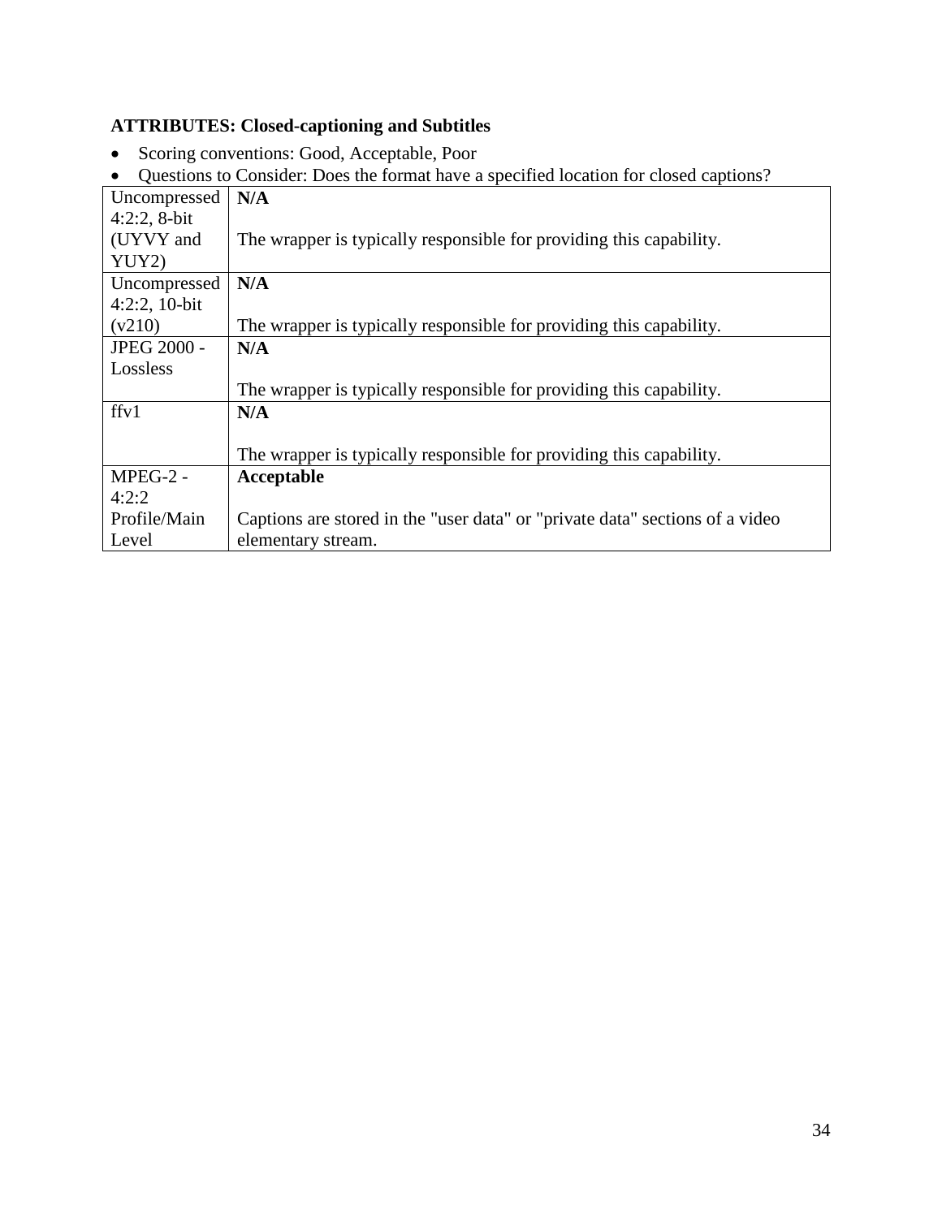**ATTRIBUTES: Closed-captioning and Subtitles**

- Scoring conventions: Good, Acceptable, Poor
- Questions to Consider: Does the format have a specified location for closed captions?

| | |
|---|---|
| Uncompressed 4:2:2, 8-bit (UYVY and YUY2) | **N/A**<br><br>The wrapper is typically responsible for providing this capability. |
| Uncompressed 4:2:2, 10-bit (v210) | **N/A**<br><br>The wrapper is typically responsible for providing this capability. |
| JPEG 2000 - Lossless | **N/A**<br><br>The wrapper is typically responsible for providing this capability. |
| ffv1 | **N/A**<br><br>The wrapper is typically responsible for providing this capability. |
| MPEG-2 - 4:2:2 Profile/Main Level | **Acceptable**<br><br>Captions are stored in the "user data" or "private data" sections of a video elementary stream. |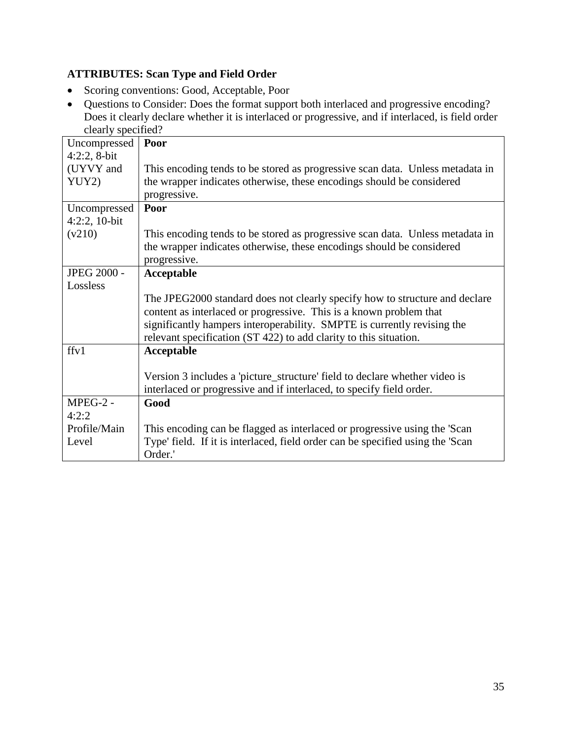**ATTRIBUTES: Scan Type and Field Order**

- Scoring conventions: Good, Acceptable, Poor
- Questions to Consider: Does the format support both interlaced and progressive encoding? Does it clearly declare whether it is interlaced or progressive, and if interlaced, is field order clearly specified?

| | |
|---|---|
| Uncompressed 4:2:2, 8-bit (UYVY and YUY2) | **Poor**<br><br>This encoding tends to be stored as progressive scan data. Unless metadata in the wrapper indicates otherwise, these encodings should be considered progressive. |
| Uncompressed 4:2:2, 10-bit (v210) | **Poor**<br><br>This encoding tends to be stored as progressive scan data. Unless metadata in the wrapper indicates otherwise, these encodings should be considered progressive. |
| JPEG 2000 - Lossless | **Acceptable**<br><br>The JPEG2000 standard does not clearly specify how to structure and declare content as interlaced or progressive. This is a known problem that significantly hampers interoperability. SMPTE is currently revising the relevant specification (ST 422) to add clarity to this situation. |
| ffv1 | **Acceptable**<br><br>Version 3 includes a 'picture_structure' field to declare whether video is interlaced or progressive and if interlaced, to specify field order. |
| MPEG-2 - 4:2:2 Profile/Main Level | **Good**<br><br>This encoding can be flagged as interlaced or progressive using the 'Scan Type' field. If it is interlaced, field order can be specified using the 'Scan Order.' |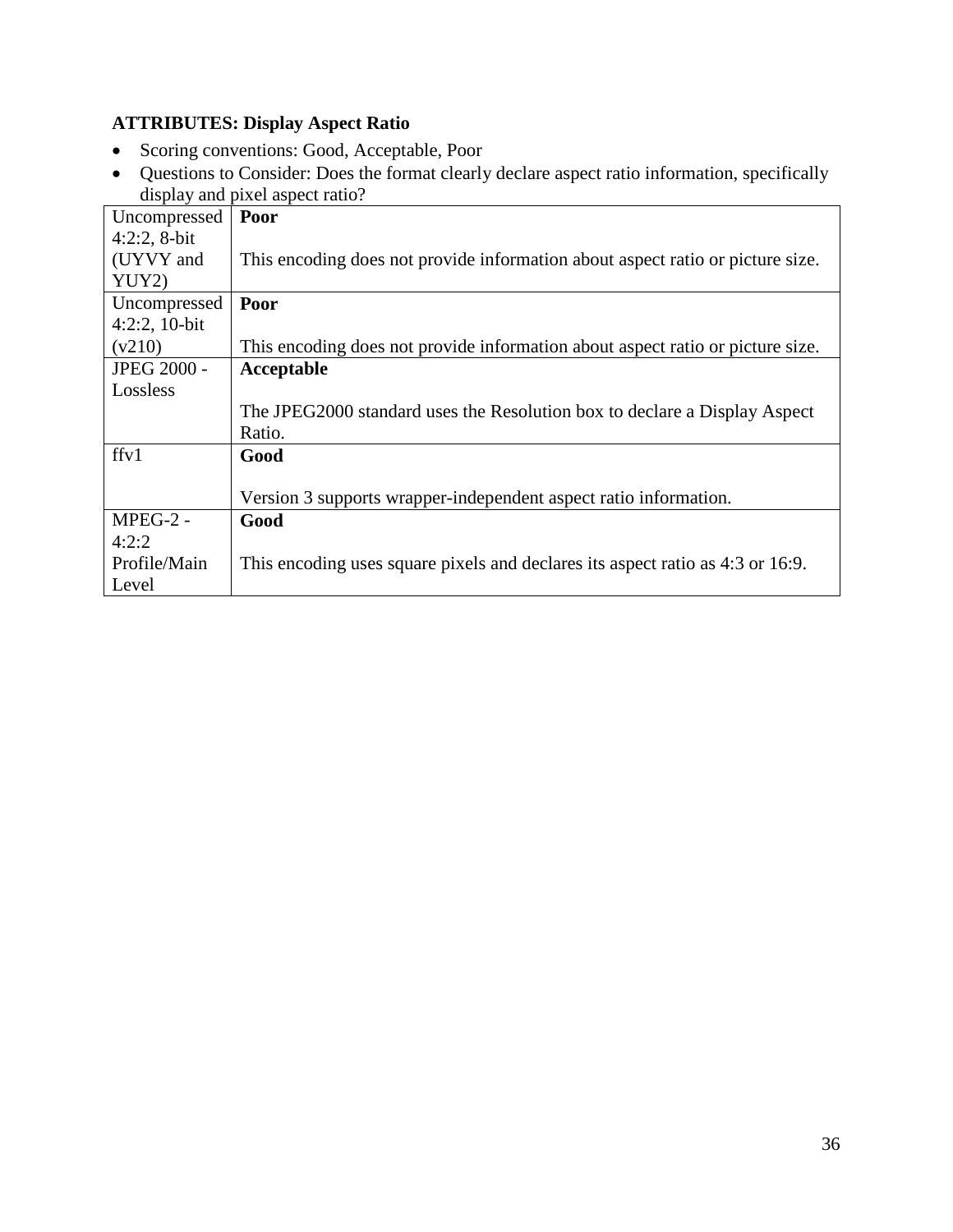**ATTRIBUTES: Display Aspect Ratio**

- Scoring conventions: Good, Acceptable, Poor
- Questions to Consider: Does the format clearly declare aspect ratio information, specifically display and pixel aspect ratio?

| | |
|---|---|
| Uncompressed 4:2:2, 8-bit (UYVY and YUY2) | **Poor**<br><br>This encoding does not provide information about aspect ratio or picture size. |
| Uncompressed 4:2:2, 10-bit (v210) | **Poor**<br><br>This encoding does not provide information about aspect ratio or picture size. |
| JPEG 2000 - Lossless | **Acceptable**<br><br>The JPEG2000 standard uses the Resolution box to declare a Display Aspect Ratio. |
| ffv1 | **Good**<br><br>Version 3 supports wrapper-independent aspect ratio information. |
| MPEG-2 - 4:2:2 Profile/Main Level | **Good**<br><br>This encoding uses square pixels and declares its aspect ratio as 4:3 or 16:9. |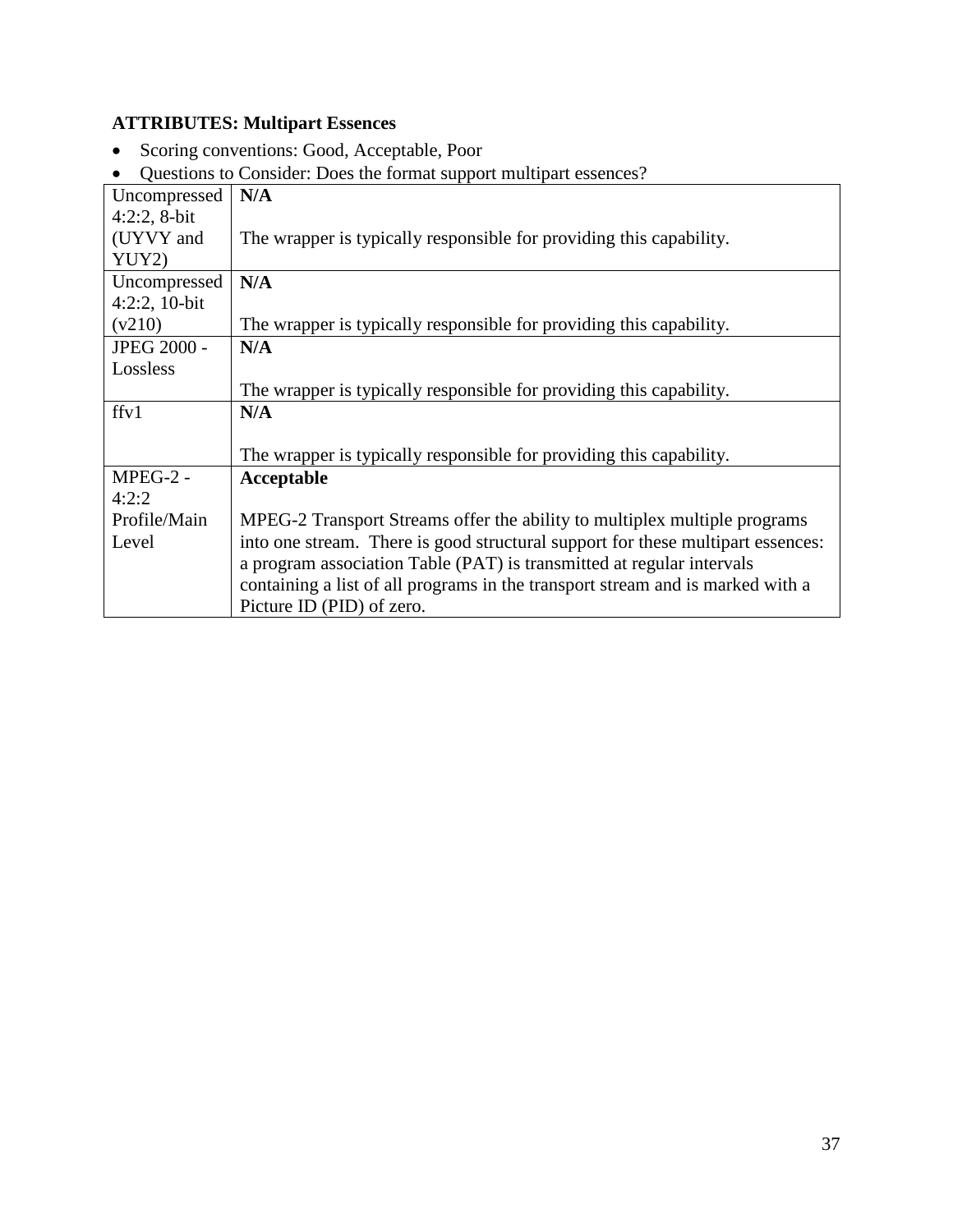**ATTRIBUTES: Multipart Essences**

- Scoring conventions: Good, Acceptable, Poor
- Questions to Consider: Does the format support multipart essences?

| | |
|---|---|
| Uncompressed 4:2:2, 8-bit (UYVY and YUY2) | **N/A**<br><br>The wrapper is typically responsible for providing this capability. |
| Uncompressed 4:2:2, 10-bit (v210) | **N/A**<br><br>The wrapper is typically responsible for providing this capability. |
| JPEG 2000 - Lossless | **N/A**<br><br>The wrapper is typically responsible for providing this capability. |
| ffv1 | **N/A**<br><br>The wrapper is typically responsible for providing this capability. |
| MPEG-2 - 4:2:2 Profile/Main Level | **Acceptable**<br><br>MPEG-2 Transport Streams offer the ability to multiplex multiple programs into one stream. There is good structural support for these multipart essences: a program association Table (PAT) is transmitted at regular intervals containing a list of all programs in the transport stream and is marked with a Picture ID (PID) of zero. |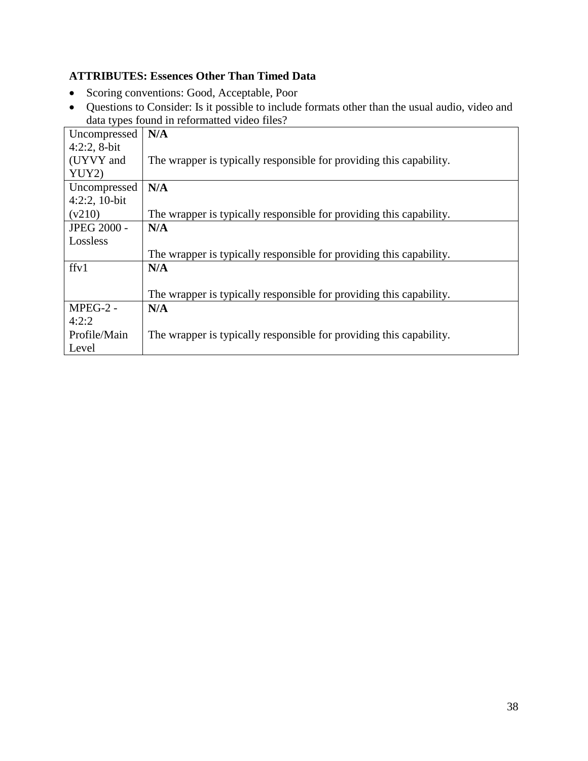**ATTRIBUTES: Essences Other Than Timed Data**

- Scoring conventions: Good, Acceptable, Poor
- Questions to Consider: Is it possible to include formats other than the usual audio, video and data types found in reformatted video files?

| | |
|---|---|
| Uncompressed 4:2:2, 8-bit (UYVY and YUY2) | **N/A**<br><br>The wrapper is typically responsible for providing this capability. |
| Uncompressed 4:2:2, 10-bit (v210) | **N/A**<br><br>The wrapper is typically responsible for providing this capability. |
| JPEG 2000 - Lossless | **N/A**<br><br>The wrapper is typically responsible for providing this capability. |
| ffv1 | **N/A**<br><br>The wrapper is typically responsible for providing this capability. |
| MPEG-2 - 4:2:2 Profile/Main Level | **N/A**<br><br>The wrapper is typically responsible for providing this capability. |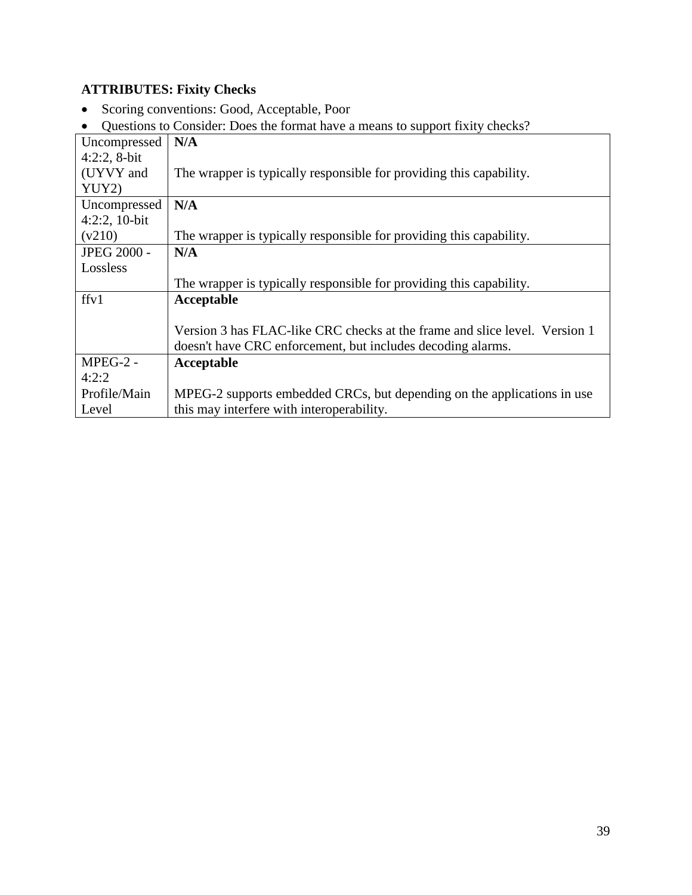**ATTRIBUTES: Fixity Checks**

- Scoring conventions: Good, Acceptable, Poor
- Questions to Consider: Does the format have a means to support fixity checks?

| | |
|---|---|
| Uncompressed 4:2:2, 8-bit (UYVY and YUY2) | **N/A**<br><br>The wrapper is typically responsible for providing this capability. |
| Uncompressed 4:2:2, 10-bit (v210) | **N/A**<br><br>The wrapper is typically responsible for providing this capability. |
| JPEG 2000 - Lossless | **N/A**<br><br>The wrapper is typically responsible for providing this capability. |
| ffv1 | **Acceptable**<br><br>Version 3 has FLAC-like CRC checks at the frame and slice level. Version 1 doesn't have CRC enforcement, but includes decoding alarms. |
| MPEG-2 - 4:2:2 Profile/Main Level | **Acceptable**<br><br>MPEG-2 supports embedded CRCs, but depending on the applications in use this may interfere with interoperability. |